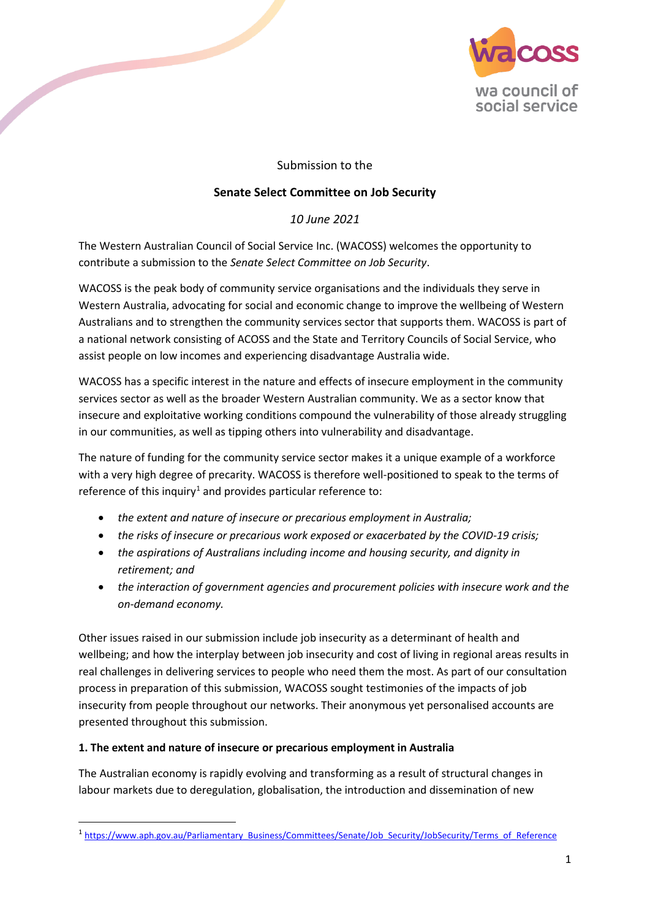Submission to the

**Senate Select Committee on Job Security**

*10 June 2021*

The Western Australian Council of Social Service Inc. (WACOSS) welcomes the opportunity to contribute a submission to the *Senate Select Committee on Job Security*.

WACOSS is the peak body of community service organisations and the individuals they serve in Western Australia, advocating for social and economic change to improve the wellbeing of Western Australians and to strengthen the community services sector that supports them. WACOSS is part of a national network consisting of ACOSS and the State and Territory Councils of Social Service, who assist people on low incomes and experiencing disadvantage Australia wide.

WACOSS has a specific interest in the nature and effects of insecure employment in the community services sector as well as the broader Western Australian community. We as a sector know that insecure and exploitative working conditions compound the vulnerability of those already struggling in our communities, as well as tipping others into vulnerability and disadvantage.

The nature of funding for the community service sector makes it a unique example of a workforce with a very high degree of precarity. WACOSS is therefore well-positioned to speak to the terms of reference of this inquiry[1] and provides particular reference to:

- *the extent and nature of insecure or precarious employment in Australia;*
- *the risks of insecure or precarious work exposed or exacerbated by the COVID-19 crisis;*
- *the aspirations of Australians including income and housing security, and dignity in retirement; and*
- *the interaction of government agencies and procurement policies with insecure work and the on-demand economy.*

Other issues raised in our submission include job insecurity as a determinant of health and wellbeing; and how the interplay between job insecurity and cost of living in regional areas results in real challenges in delivering services to people who need them the most. As part of our consultation process in preparation of this submission, WACOSS sought testimonies of the impacts of job insecurity from people throughout our networks. Their anonymous yet personalised accounts are presented throughout this submission.

**1. The extent and nature of insecure or precarious employment in Australia**

The Australian economy is rapidly evolving and transforming as a result of structural changes in labour markets due to deregulation, globalisation, the introduction and dissemination of new

[1] https://www.aph.gov.au/Parliamentary_Business/Committees/Senate/Job_Security/JobSecurity/Terms_of_Reference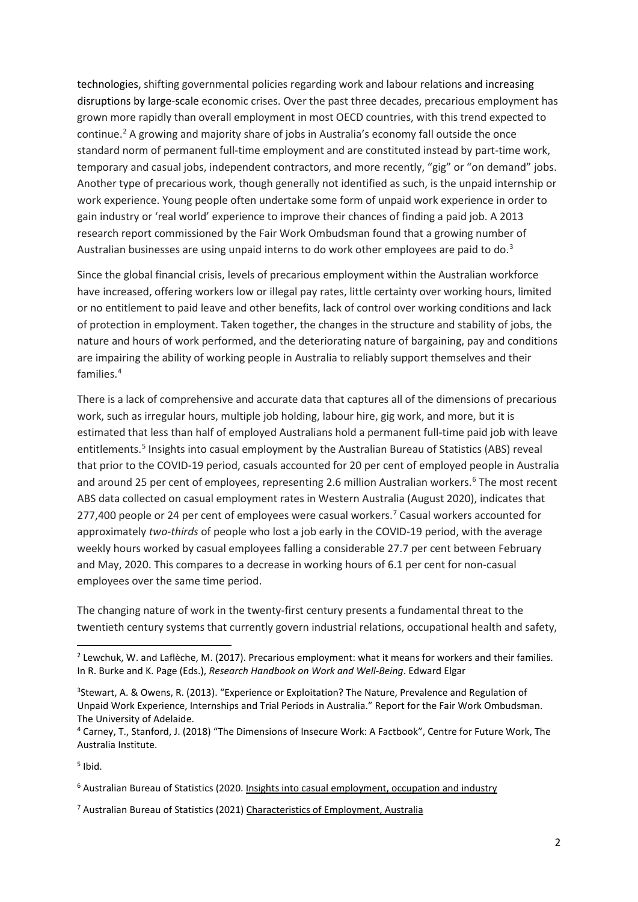technologies, shifting governmental policies regarding work and labour relations and increasing disruptions by large-scale economic crises. Over the past three decades, precarious employment has grown more rapidly than overall employment in most OECD countries, with this trend expected to continue.[2] A growing and majority share of jobs in Australia's economy fall outside the once standard norm of permanent full-time employment and are constituted instead by part-time work, temporary and casual jobs, independent contractors, and more recently, "gig" or "on demand" jobs. Another type of precarious work, though generally not identified as such, is the unpaid internship or work experience. Young people often undertake some form of unpaid work experience in order to gain industry or 'real world' experience to improve their chances of finding a paid job. A 2013 research report commissioned by the Fair Work Ombudsman found that a growing number of Australian businesses are using unpaid interns to do work other employees are paid to do.[3]

Since the global financial crisis, levels of precarious employment within the Australian workforce have increased, offering workers low or illegal pay rates, little certainty over working hours, limited or no entitlement to paid leave and other benefits, lack of control over working conditions and lack of protection in employment. Taken together, the changes in the structure and stability of jobs, the nature and hours of work performed, and the deteriorating nature of bargaining, pay and conditions are impairing the ability of working people in Australia to reliably support themselves and their families.[4]

There is a lack of comprehensive and accurate data that captures all of the dimensions of precarious work, such as irregular hours, multiple job holding, labour hire, gig work, and more, but it is estimated that less than half of employed Australians hold a permanent full-time paid job with leave entitlements.[5] Insights into casual employment by the Australian Bureau of Statistics (ABS) reveal that prior to the COVID-19 period, casuals accounted for 20 per cent of employed people in Australia and around 25 per cent of employees, representing 2.6 million Australian workers.[6] The most recent ABS data collected on casual employment rates in Western Australia (August 2020), indicates that 277,400 people or 24 per cent of employees were casual workers.[7] Casual workers accounted for approximately *two-thirds* of people who lost a job early in the COVID-19 period, with the average weekly hours worked by casual employees falling a considerable 27.7 per cent between February and May, 2020. This compares to a decrease in working hours of 6.1 per cent for non-casual employees over the same time period.

The changing nature of work in the twenty-first century presents a fundamental threat to the twentieth century systems that currently govern industrial relations, occupational health and safety,

---

[2] Lewchuk, W. and Laflèche, M. (2017). Precarious employment: what it means for workers and their families. In R. Burke and K. Page (Eds.), *Research Handbook on Work and Well-Being*. Edward Elgar

[3] Stewart, A. & Owens, R. (2013). "Experience or Exploitation? The Nature, Prevalence and Regulation of Unpaid Work Experience, Internships and Trial Periods in Australia." Report for the Fair Work Ombudsman. The University of Adelaide.

[4] Carney, T., Stanford, J. (2018) "The Dimensions of Insecure Work: A Factbook", Centre for Future Work, The Australia Institute.

[5] Ibid.

[6] Australian Bureau of Statistics (2020. Insights into casual employment, occupation and industry

[7] Australian Bureau of Statistics (2021) Characteristics of Employment, Australia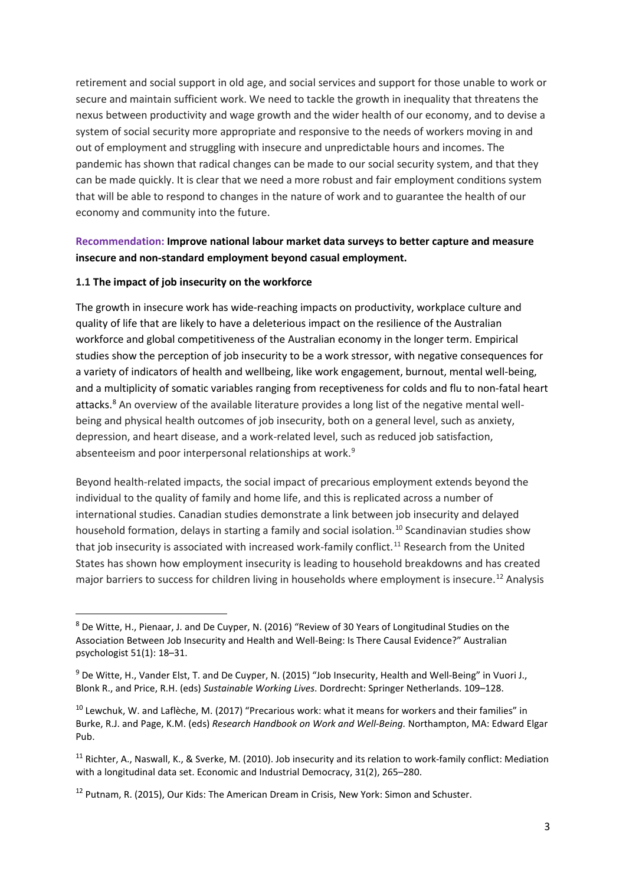retirement and social support in old age, and social services and support for those unable to work or secure and maintain sufficient work. We need to tackle the growth in inequality that threatens the nexus between productivity and wage growth and the wider health of our economy, and to devise a system of social security more appropriate and responsive to the needs of workers moving in and out of employment and struggling with insecure and unpredictable hours and incomes. The pandemic has shown that radical changes can be made to our social security system, and that they can be made quickly. It is clear that we need a more robust and fair employment conditions system that will be able to respond to changes in the nature of work and to guarantee the health of our economy and community into the future.

**Recommendation: Improve national labour market data surveys to better capture and measure insecure and non-standard employment beyond casual employment.**

### 1.1 The impact of job insecurity on the workforce

The growth in insecure work has wide-reaching impacts on productivity, workplace culture and quality of life that are likely to have a deleterious impact on the resilience of the Australian workforce and global competitiveness of the Australian economy in the longer term. Empirical studies show the perception of job insecurity to be a work stressor, with negative consequences for a variety of indicators of health and wellbeing, like work engagement, burnout, mental well-being, and a multiplicity of somatic variables ranging from receptiveness for colds and flu to non-fatal heart attacks.[8] An overview of the available literature provides a long list of the negative mental well-being and physical health outcomes of job insecurity, both on a general level, such as anxiety, depression, and heart disease, and a work-related level, such as reduced job satisfaction, absenteeism and poor interpersonal relationships at work.[9]

Beyond health-related impacts, the social impact of precarious employment extends beyond the individual to the quality of family and home life, and this is replicated across a number of international studies. Canadian studies demonstrate a link between job insecurity and delayed household formation, delays in starting a family and social isolation.[10] Scandinavian studies show that job insecurity is associated with increased work-family conflict.[11] Research from the United States has shown how employment insecurity is leading to household breakdowns and has created major barriers to success for children living in households where employment is insecure.[12] Analysis

---

[8] De Witte, H., Pienaar, J. and De Cuyper, N. (2016) "Review of 30 Years of Longitudinal Studies on the Association Between Job Insecurity and Health and Well-Being: Is There Causal Evidence?" Australian psychologist 51(1): 18–31.

[9] De Witte, H., Vander Elst, T. and De Cuyper, N. (2015) "Job Insecurity, Health and Well-Being" in Vuori J., Blonk R., and Price, R.H. (eds) *Sustainable Working Lives*. Dordrecht: Springer Netherlands. 109–128.

[10] Lewchuk, W. and Laflèche, M. (2017) "Precarious work: what it means for workers and their families" in Burke, R.J. and Page, K.M. (eds) *Research Handbook on Work and Well-Being.* Northampton, MA: Edward Elgar Pub.

[11] Richter, A., Naswall, K., & Sverke, M. (2010). Job insecurity and its relation to work-family conflict: Mediation with a longitudinal data set. Economic and Industrial Democracy, 31(2), 265–280.

[12] Putnam, R. (2015), Our Kids: The American Dream in Crisis, New York: Simon and Schuster.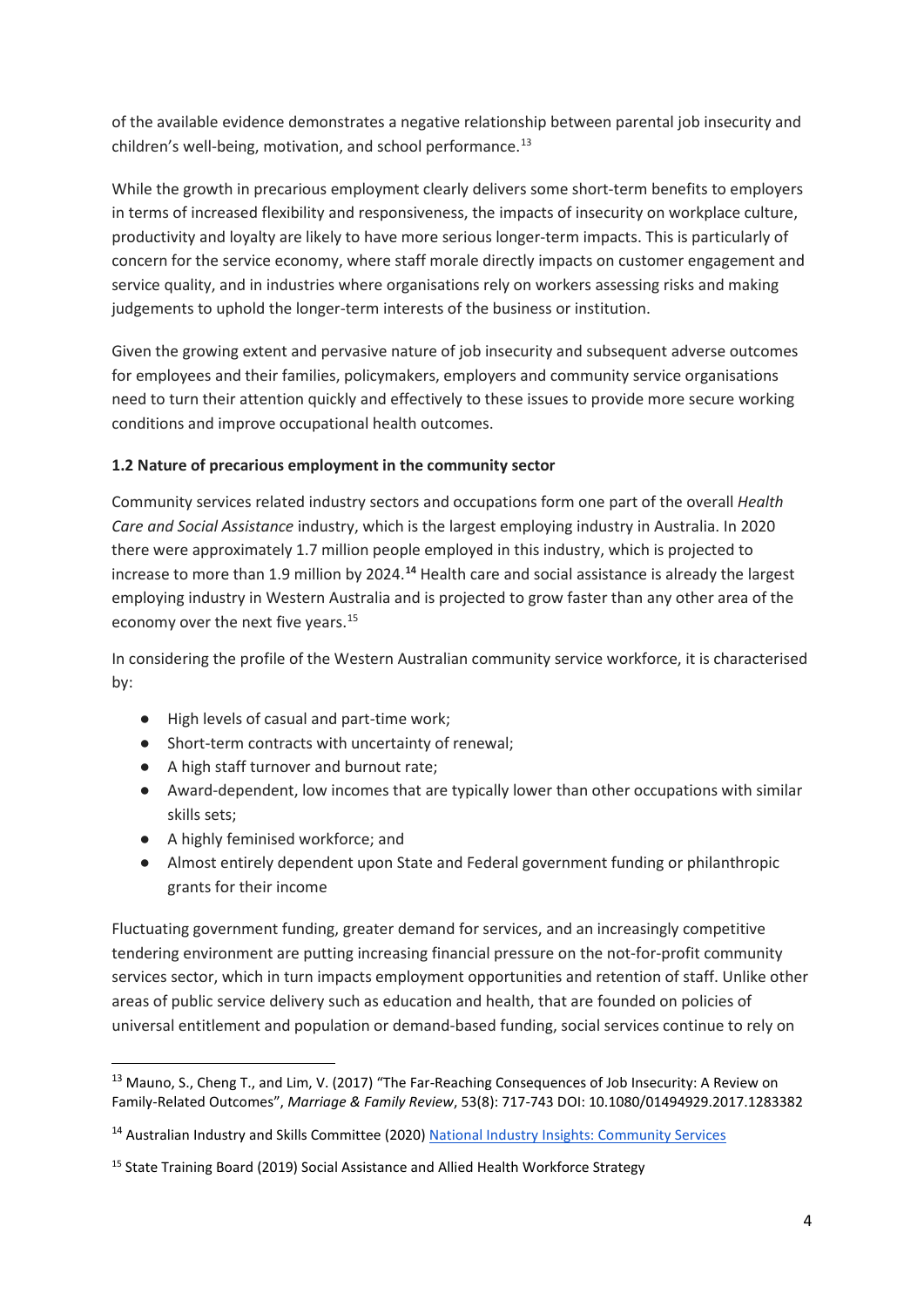of the available evidence demonstrates a negative relationship between parental job insecurity and children's well-being, motivation, and school performance.[13]

While the growth in precarious employment clearly delivers some short-term benefits to employers in terms of increased flexibility and responsiveness, the impacts of insecurity on workplace culture, productivity and loyalty are likely to have more serious longer-term impacts. This is particularly of concern for the service economy, where staff morale directly impacts on customer engagement and service quality, and in industries where organisations rely on workers assessing risks and making judgements to uphold the longer-term interests of the business or institution.

Given the growing extent and pervasive nature of job insecurity and subsequent adverse outcomes for employees and their families, policymakers, employers and community service organisations need to turn their attention quickly and effectively to these issues to provide more secure working conditions and improve occupational health outcomes.

**1.2 Nature of precarious employment in the community sector**

Community services related industry sectors and occupations form one part of the overall *Health Care and Social Assistance* industry, which is the largest employing industry in Australia. In 2020 there were approximately 1.7 million people employed in this industry, which is projected to increase to more than 1.9 million by 2024.[14] Health care and social assistance is already the largest employing industry in Western Australia and is projected to grow faster than any other area of the economy over the next five years.[15]

In considering the profile of the Western Australian community service workforce, it is characterised by:

- High levels of casual and part-time work;
- Short-term contracts with uncertainty of renewal;
- A high staff turnover and burnout rate;
- Award-dependent, low incomes that are typically lower than other occupations with similar skills sets;
- A highly feminised workforce; and
- Almost entirely dependent upon State and Federal government funding or philanthropic grants for their income

Fluctuating government funding, greater demand for services, and an increasingly competitive tendering environment are putting increasing financial pressure on the not-for-profit community services sector, which in turn impacts employment opportunities and retention of staff. Unlike other areas of public service delivery such as education and health, that are founded on policies of universal entitlement and population or demand-based funding, social services continue to rely on

---

[13] Mauno, S., Cheng T., and Lim, V. (2017) "The Far-Reaching Consequences of Job Insecurity: A Review on Family-Related Outcomes", *Marriage & Family Review*, 53(8): 717-743 DOI: 10.1080/01494929.2017.1283382

[14] Australian Industry and Skills Committee (2020) National Industry Insights: Community Services

[15] State Training Board (2019) Social Assistance and Allied Health Workforce Strategy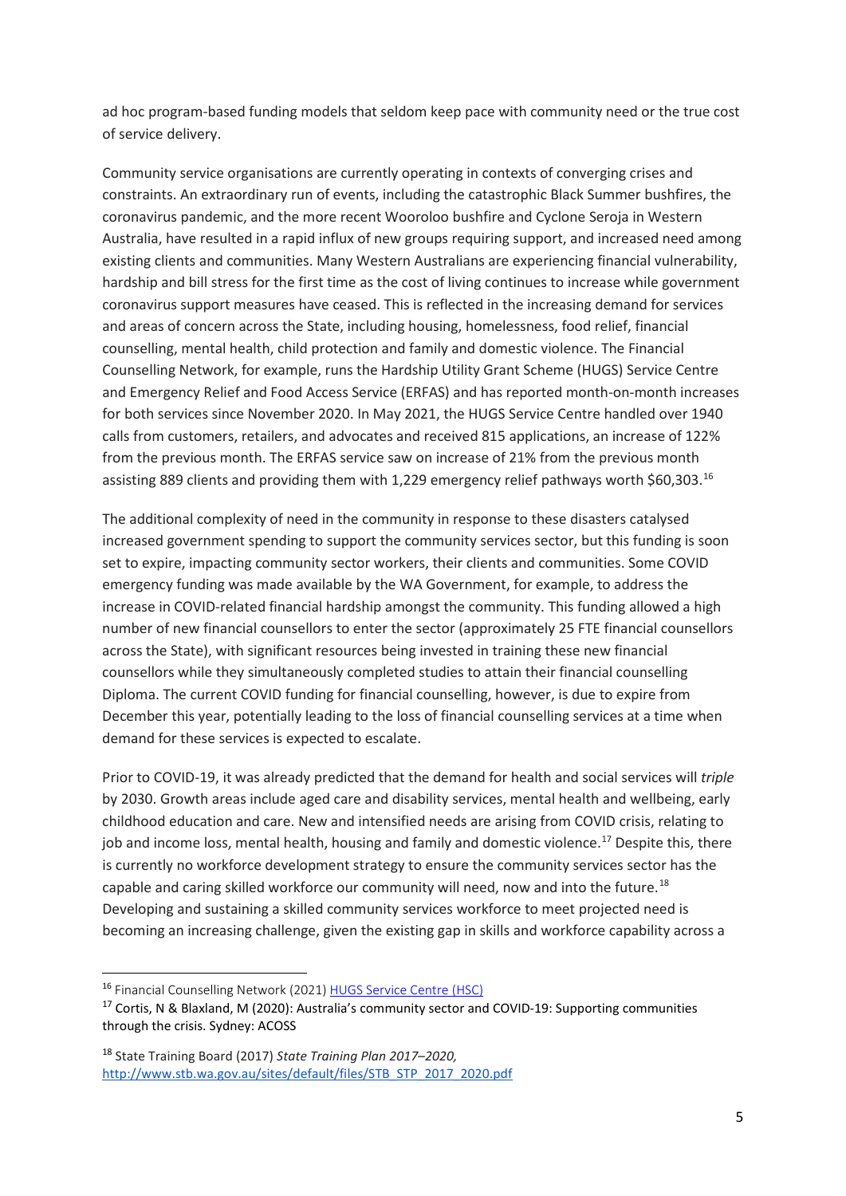ad hoc program-based funding models that seldom keep pace with community need or the true cost of service delivery.

Community service organisations are currently operating in contexts of converging crises and constraints. An extraordinary run of events, including the catastrophic Black Summer bushfires, the coronavirus pandemic, and the more recent Wooroloo bushfire and Cyclone Seroja in Western Australia, have resulted in a rapid influx of new groups requiring support, and increased need among existing clients and communities. Many Western Australians are experiencing financial vulnerability, hardship and bill stress for the first time as the cost of living continues to increase while government coronavirus support measures have ceased. This is reflected in the increasing demand for services and areas of concern across the State, including housing, homelessness, food relief, financial counselling, mental health, child protection and family and domestic violence. The Financial Counselling Network, for example, runs the Hardship Utility Grant Scheme (HUGS) Service Centre and Emergency Relief and Food Access Service (ERFAS) and has reported month-on-month increases for both services since November 2020. In May 2021, the HUGS Service Centre handled over 1940 calls from customers, retailers, and advocates and received 815 applications, an increase of 122% from the previous month. The ERFAS service saw on increase of 21% from the previous month assisting 889 clients and providing them with 1,229 emergency relief pathways worth $60,303.[16]

The additional complexity of need in the community in response to these disasters catalysed increased government spending to support the community services sector, but this funding is soon set to expire, impacting community sector workers, their clients and communities. Some COVID emergency funding was made available by the WA Government, for example, to address the increase in COVID-related financial hardship amongst the community. This funding allowed a high number of new financial counsellors to enter the sector (approximately 25 FTE financial counsellors across the State), with significant resources being invested in training these new financial counsellors while they simultaneously completed studies to attain their financial counselling Diploma. The current COVID funding for financial counselling, however, is due to expire from December this year, potentially leading to the loss of financial counselling services at a time when demand for these services is expected to escalate.

Prior to COVID-19, it was already predicted that the demand for health and social services will *triple* by 2030. Growth areas include aged care and disability services, mental health and wellbeing, early childhood education and care. New and intensified needs are arising from COVID crisis, relating to job and income loss, mental health, housing and family and domestic violence.[17] Despite this, there is currently no workforce development strategy to ensure the community services sector has the capable and caring skilled workforce our community will need, now and into the future.[18] Developing and sustaining a skilled community services workforce to meet projected need is becoming an increasing challenge, given the existing gap in skills and workforce capability across a

---

[16] Financial Counselling Network (2021) HUGS Service Centre (HSC)

[17] Cortis, N & Blaxland, M (2020): Australia's community sector and COVID-19: Supporting communities through the crisis. Sydney: ACOSS

[18] State Training Board (2017) *State Training Plan 2017–2020,* http://www.stb.wa.gov.au/sites/default/files/STB_STP_2017_2020.pdf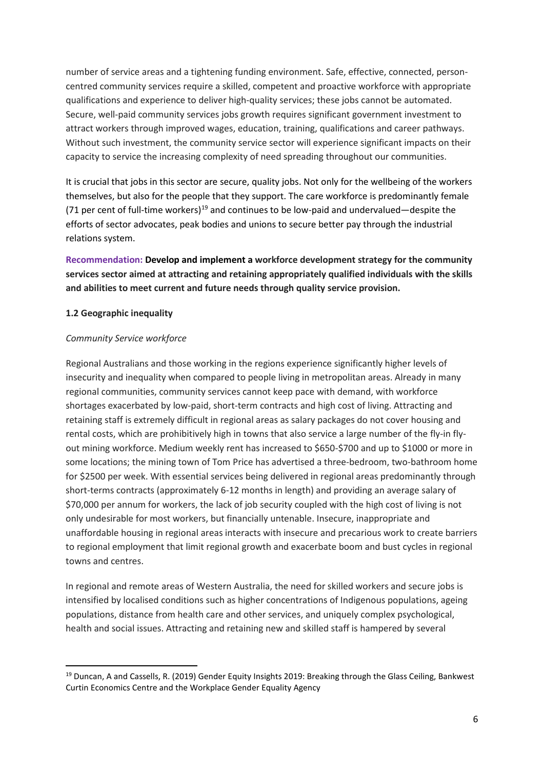number of service areas and a tightening funding environment. Safe, effective, connected, person-centred community services require a skilled, competent and proactive workforce with appropriate qualifications and experience to deliver high-quality services; these jobs cannot be automated. Secure, well-paid community services jobs growth requires significant government investment to attract workers through improved wages, education, training, qualifications and career pathways. Without such investment, the community service sector will experience significant impacts on their capacity to service the increasing complexity of need spreading throughout our communities.

It is crucial that jobs in this sector are secure, quality jobs. Not only for the wellbeing of the workers themselves, but also for the people that they support. The care workforce is predominantly female (71 per cent of full-time workers)[19] and continues to be low-paid and undervalued—despite the efforts of sector advocates, peak bodies and unions to secure better pay through the industrial relations system.

**Recommendation: Develop and implement a workforce development strategy for the community services sector aimed at attracting and retaining appropriately qualified individuals with the skills and abilities to meet current and future needs through quality service provision.**

#### 1.2 Geographic inequality

*Community Service workforce*

Regional Australians and those working in the regions experience significantly higher levels of insecurity and inequality when compared to people living in metropolitan areas. Already in many regional communities, community services cannot keep pace with demand, with workforce shortages exacerbated by low-paid, short-term contracts and high cost of living. Attracting and retaining staff is extremely difficult in regional areas as salary packages do not cover housing and rental costs, which are prohibitively high in towns that also service a large number of the fly-in fly-out mining workforce. Medium weekly rent has increased to $650-$700 and up to $1000 or more in some locations; the mining town of Tom Price has advertised a three-bedroom, two-bathroom home for $2500 per week. With essential services being delivered in regional areas predominantly through short-terms contracts (approximately 6-12 months in length) and providing an average salary of $70,000 per annum for workers, the lack of job security coupled with the high cost of living is not only undesirable for most workers, but financially untenable. Insecure, inappropriate and unaffordable housing in regional areas interacts with insecure and precarious work to create barriers to regional employment that limit regional growth and exacerbate boom and bust cycles in regional towns and centres.

In regional and remote areas of Western Australia, the need for skilled workers and secure jobs is intensified by localised conditions such as higher concentrations of Indigenous populations, ageing populations, distance from health care and other services, and uniquely complex psychological, health and social issues. Attracting and retaining new and skilled staff is hampered by several

---

[19] Duncan, A and Cassells, R. (2019) Gender Equity Insights 2019: Breaking through the Glass Ceiling, Bankwest Curtin Economics Centre and the Workplace Gender Equality Agency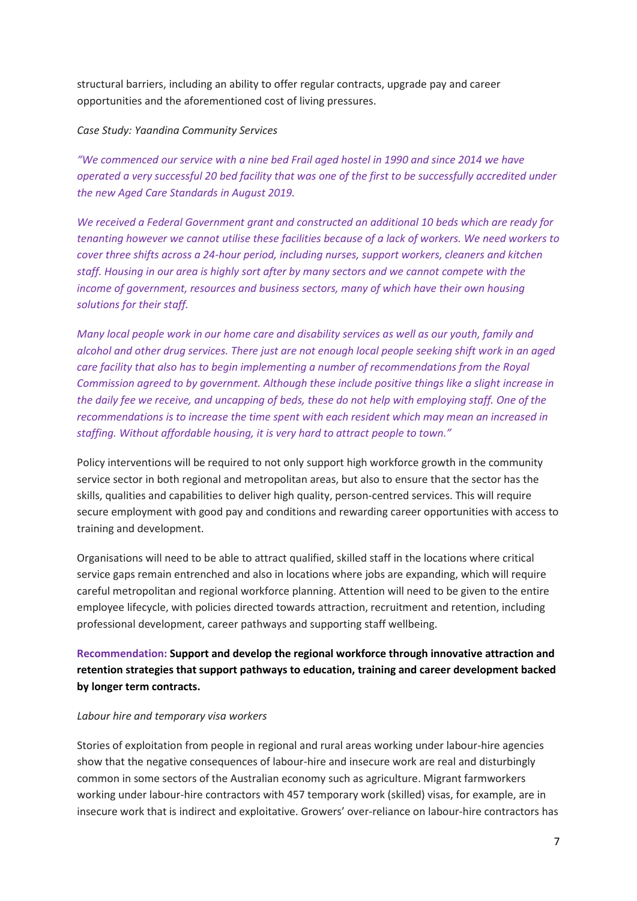structural barriers, including an ability to offer regular contracts, upgrade pay and career opportunities and the aforementioned cost of living pressures.

*Case Study: Yaandina Community Services*

*"We commenced our service with a nine bed Frail aged hostel in 1990 and since 2014 we have operated a very successful 20 bed facility that was one of the first to be successfully accredited under the new Aged Care Standards in August 2019.*

*We received a Federal Government grant and constructed an additional 10 beds which are ready for tenanting however we cannot utilise these facilities because of a lack of workers. We need workers to cover three shifts across a 24-hour period, including nurses, support workers, cleaners and kitchen staff. Housing in our area is highly sort after by many sectors and we cannot compete with the income of government, resources and business sectors, many of which have their own housing solutions for their staff.*

*Many local people work in our home care and disability services as well as our youth, family and alcohol and other drug services. There just are not enough local people seeking shift work in an aged care facility that also has to begin implementing a number of recommendations from the Royal Commission agreed to by government. Although these include positive things like a slight increase in the daily fee we receive, and uncapping of beds, these do not help with employing staff. One of the recommendations is to increase the time spent with each resident which may mean an increased in staffing. Without affordable housing, it is very hard to attract people to town."*

Policy interventions will be required to not only support high workforce growth in the community service sector in both regional and metropolitan areas, but also to ensure that the sector has the skills, qualities and capabilities to deliver high quality, person-centred services. This will require secure employment with good pay and conditions and rewarding career opportunities with access to training and development.

Organisations will need to be able to attract qualified, skilled staff in the locations where critical service gaps remain entrenched and also in locations where jobs are expanding, which will require careful metropolitan and regional workforce planning. Attention will need to be given to the entire employee lifecycle, with policies directed towards attraction, recruitment and retention, including professional development, career pathways and supporting staff wellbeing.

**Recommendation: Support and develop the regional workforce through innovative attraction and retention strategies that support pathways to education, training and career development backed by longer term contracts.**

*Labour hire and temporary visa workers*

Stories of exploitation from people in regional and rural areas working under labour-hire agencies show that the negative consequences of labour-hire and insecure work are real and disturbingly common in some sectors of the Australian economy such as agriculture. Migrant farmworkers working under labour-hire contractors with 457 temporary work (skilled) visas, for example, are in insecure work that is indirect and exploitative. Growers' over-reliance on labour-hire contractors has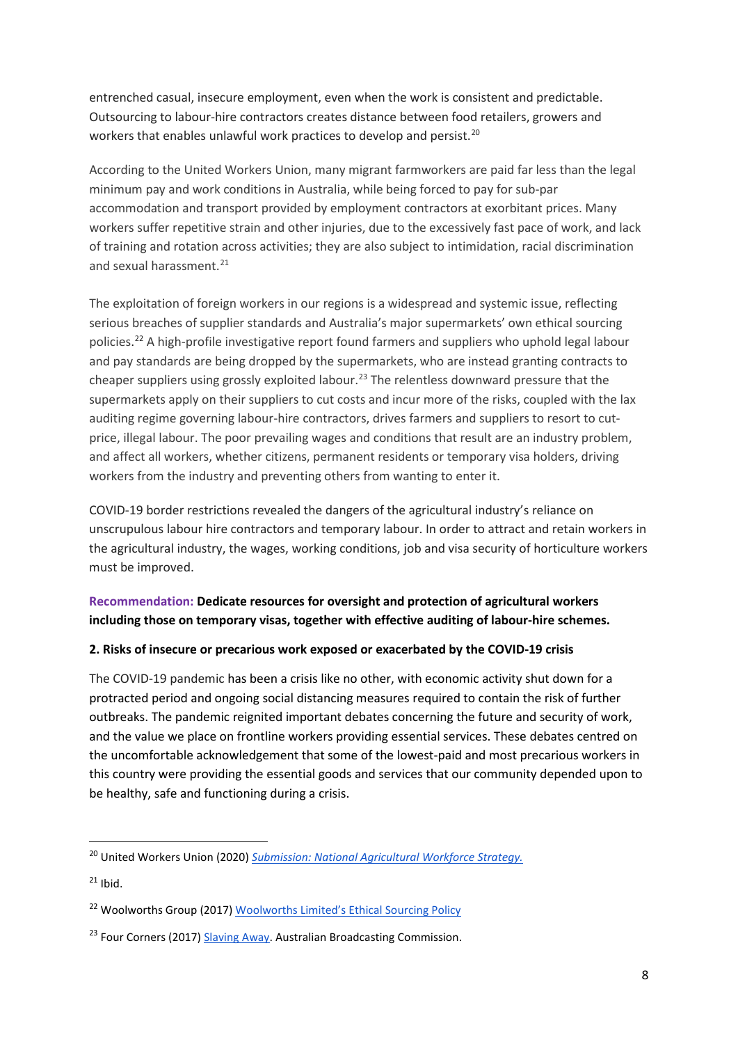entrenched casual, insecure employment, even when the work is consistent and predictable. Outsourcing to labour-hire contractors creates distance between food retailers, growers and workers that enables unlawful work practices to develop and persist.[20]

According to the United Workers Union, many migrant farmworkers are paid far less than the legal minimum pay and work conditions in Australia, while being forced to pay for sub-par accommodation and transport provided by employment contractors at exorbitant prices. Many workers suffer repetitive strain and other injuries, due to the excessively fast pace of work, and lack of training and rotation across activities; they are also subject to intimidation, racial discrimination and sexual harassment.[21]

The exploitation of foreign workers in our regions is a widespread and systemic issue, reflecting serious breaches of supplier standards and Australia's major supermarkets' own ethical sourcing policies.[22] A high-profile investigative report found farmers and suppliers who uphold legal labour and pay standards are being dropped by the supermarkets, who are instead granting contracts to cheaper suppliers using grossly exploited labour.[23] The relentless downward pressure that the supermarkets apply on their suppliers to cut costs and incur more of the risks, coupled with the lax auditing regime governing labour-hire contractors, drives farmers and suppliers to resort to cut-price, illegal labour. The poor prevailing wages and conditions that result are an industry problem, and affect all workers, whether citizens, permanent residents or temporary visa holders, driving workers from the industry and preventing others from wanting to enter it.

COVID-19 border restrictions revealed the dangers of the agricultural industry's reliance on unscrupulous labour hire contractors and temporary labour. In order to attract and retain workers in the agricultural industry, the wages, working conditions, job and visa security of horticulture workers must be improved.

**Recommendation: Dedicate resources for oversight and protection of agricultural workers including those on temporary visas, together with effective auditing of labour-hire schemes.**

**2. Risks of insecure or precarious work exposed or exacerbated by the COVID-19 crisis**

The COVID-19 pandemic has been a crisis like no other, with economic activity shut down for a protracted period and ongoing social distancing measures required to contain the risk of further outbreaks. The pandemic reignited important debates concerning the future and security of work, and the value we place on frontline workers providing essential services. These debates centred on the uncomfortable acknowledgement that some of the lowest-paid and most precarious workers in this country were providing the essential goods and services that our community depended upon to be healthy, safe and functioning during a crisis.

---

[20] United Workers Union (2020) *Submission: National Agricultural Workforce Strategy.*

[21] Ibid.

[22] Woolworths Group (2017) Woolworths Limited's Ethical Sourcing Policy

[23] Four Corners (2017) Slaving Away. Australian Broadcasting Commission.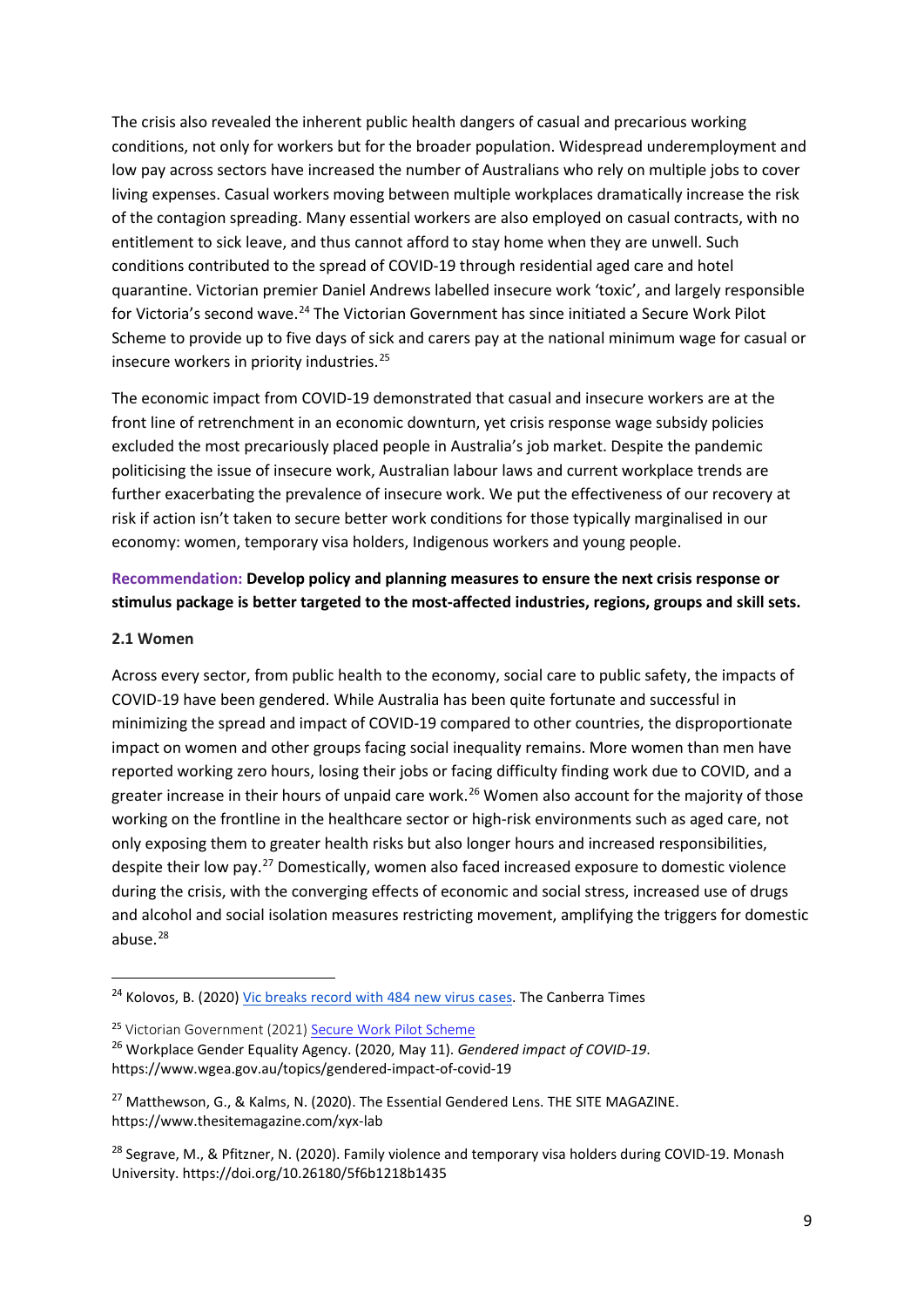The crisis also revealed the inherent public health dangers of casual and precarious working conditions, not only for workers but for the broader population. Widespread underemployment and low pay across sectors have increased the number of Australians who rely on multiple jobs to cover living expenses. Casual workers moving between multiple workplaces dramatically increase the risk of the contagion spreading. Many essential workers are also employed on casual contracts, with no entitlement to sick leave, and thus cannot afford to stay home when they are unwell. Such conditions contributed to the spread of COVID-19 through residential aged care and hotel quarantine. Victorian premier Daniel Andrews labelled insecure work 'toxic', and largely responsible for Victoria's second wave.[24] The Victorian Government has since initiated a Secure Work Pilot Scheme to provide up to five days of sick and carers pay at the national minimum wage for casual or insecure workers in priority industries.[25]

The economic impact from COVID-19 demonstrated that casual and insecure workers are at the front line of retrenchment in an economic downturn, yet crisis response wage subsidy policies excluded the most precariously placed people in Australia's job market. Despite the pandemic politicising the issue of insecure work, Australian labour laws and current workplace trends are further exacerbating the prevalence of insecure work. We put the effectiveness of our recovery at risk if action isn't taken to secure better work conditions for those typically marginalised in our economy: women, temporary visa holders, Indigenous workers and young people.

**Recommendation: Develop policy and planning measures to ensure the next crisis response or stimulus package is better targeted to the most-affected industries, regions, groups and skill sets.**

### 2.1 Women

Across every sector, from public health to the economy, social care to public safety, the impacts of COVID-19 have been gendered. While Australia has been quite fortunate and successful in minimizing the spread and impact of COVID-19 compared to other countries, the disproportionate impact on women and other groups facing social inequality remains. More women than men have reported working zero hours, losing their jobs or facing difficulty finding work due to COVID, and a greater increase in their hours of unpaid care work.[26] Women also account for the majority of those working on the frontline in the healthcare sector or high-risk environments such as aged care, not only exposing them to greater health risks but also longer hours and increased responsibilities, despite their low pay.[27] Domestically, women also faced increased exposure to domestic violence during the crisis, with the converging effects of economic and social stress, increased use of drugs and alcohol and social isolation measures restricting movement, amplifying the triggers for domestic abuse.[28]

---

[24] Kolovos, B. (2020) Vic breaks record with 484 new virus cases. The Canberra Times

[25] Victorian Government (2021) Secure Work Pilot Scheme

[26] Workplace Gender Equality Agency. (2020, May 11). *Gendered impact of COVID-19*. https://www.wgea.gov.au/topics/gendered-impact-of-covid-19

[27] Matthewson, G., & Kalms, N. (2020). The Essential Gendered Lens. THE SITE MAGAZINE. https://www.thesitemagazine.com/xyx-lab

[28] Segrave, M., & Pfitzner, N. (2020). Family violence and temporary visa holders during COVID-19. Monash University. https://doi.org/10.26180/5f6b1218b1435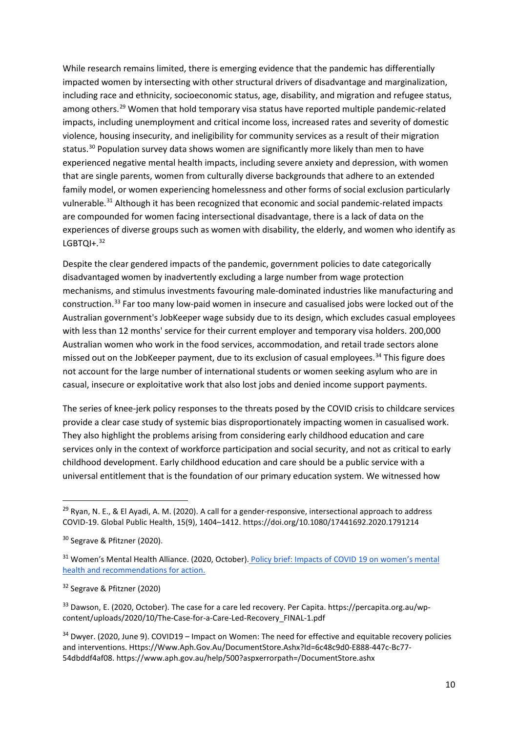While research remains limited, there is emerging evidence that the pandemic has differentially impacted women by intersecting with other structural drivers of disadvantage and marginalization, including race and ethnicity, socioeconomic status, age, disability, and migration and refugee status, among others.[29] Women that hold temporary visa status have reported multiple pandemic-related impacts, including unemployment and critical income loss, increased rates and severity of domestic violence, housing insecurity, and ineligibility for community services as a result of their migration status.[30] Population survey data shows women are significantly more likely than men to have experienced negative mental health impacts, including severe anxiety and depression, with women that are single parents, women from culturally diverse backgrounds that adhere to an extended family model, or women experiencing homelessness and other forms of social exclusion particularly vulnerable.[31] Although it has been recognized that economic and social pandemic-related impacts are compounded for women facing intersectional disadvantage, there is a lack of data on the experiences of diverse groups such as women with disability, the elderly, and women who identify as LGBTQI+.[32]

Despite the clear gendered impacts of the pandemic, government policies to date categorically disadvantaged women by inadvertently excluding a large number from wage protection mechanisms, and stimulus investments favouring male-dominated industries like manufacturing and construction.[33] Far too many low-paid women in insecure and casualised jobs were locked out of the Australian government's JobKeeper wage subsidy due to its design, which excludes casual employees with less than 12 months' service for their current employer and temporary visa holders. 200,000 Australian women who work in the food services, accommodation, and retail trade sectors alone missed out on the JobKeeper payment, due to its exclusion of casual employees.[34] This figure does not account for the large number of international students or women seeking asylum who are in casual, insecure or exploitative work that also lost jobs and denied income support payments.

The series of knee-jerk policy responses to the threats posed by the COVID crisis to childcare services provide a clear case study of systemic bias disproportionately impacting women in casualised work. They also highlight the problems arising from considering early childhood education and care services only in the context of workforce participation and social security, and not as critical to early childhood development. Early childhood education and care should be a public service with a universal entitlement that is the foundation of our primary education system. We witnessed how

---

[29] Ryan, N. E., & El Ayadi, A. M. (2020). A call for a gender-responsive, intersectional approach to address COVID-19. Global Public Health, 15(9), 1404–1412. https://doi.org/10.1080/17441692.2020.1791214

[30] Segrave & Pfitzner (2020).

[31] Women's Mental Health Alliance. (2020, October). Policy brief: Impacts of COVID 19 on women's mental health and recommendations for action.

[32] Segrave & Pfitzner (2020)

[33] Dawson, E. (2020, October). The case for a care led recovery. Per Capita. https://percapita.org.au/wp-content/uploads/2020/10/The-Case-for-a-Care-Led-Recovery_FINAL-1.pdf

[34] Dwyer. (2020, June 9). COVID19 – Impact on Women: The need for effective and equitable recovery policies and interventions. Https://Www.Aph.Gov.Au/DocumentStore.Ashx?Id=6c48c9d0-E888-447c-Bc77-54dbddf4af08. https://www.aph.gov.au/help/500?aspxerrorpath=/DocumentStore.ashx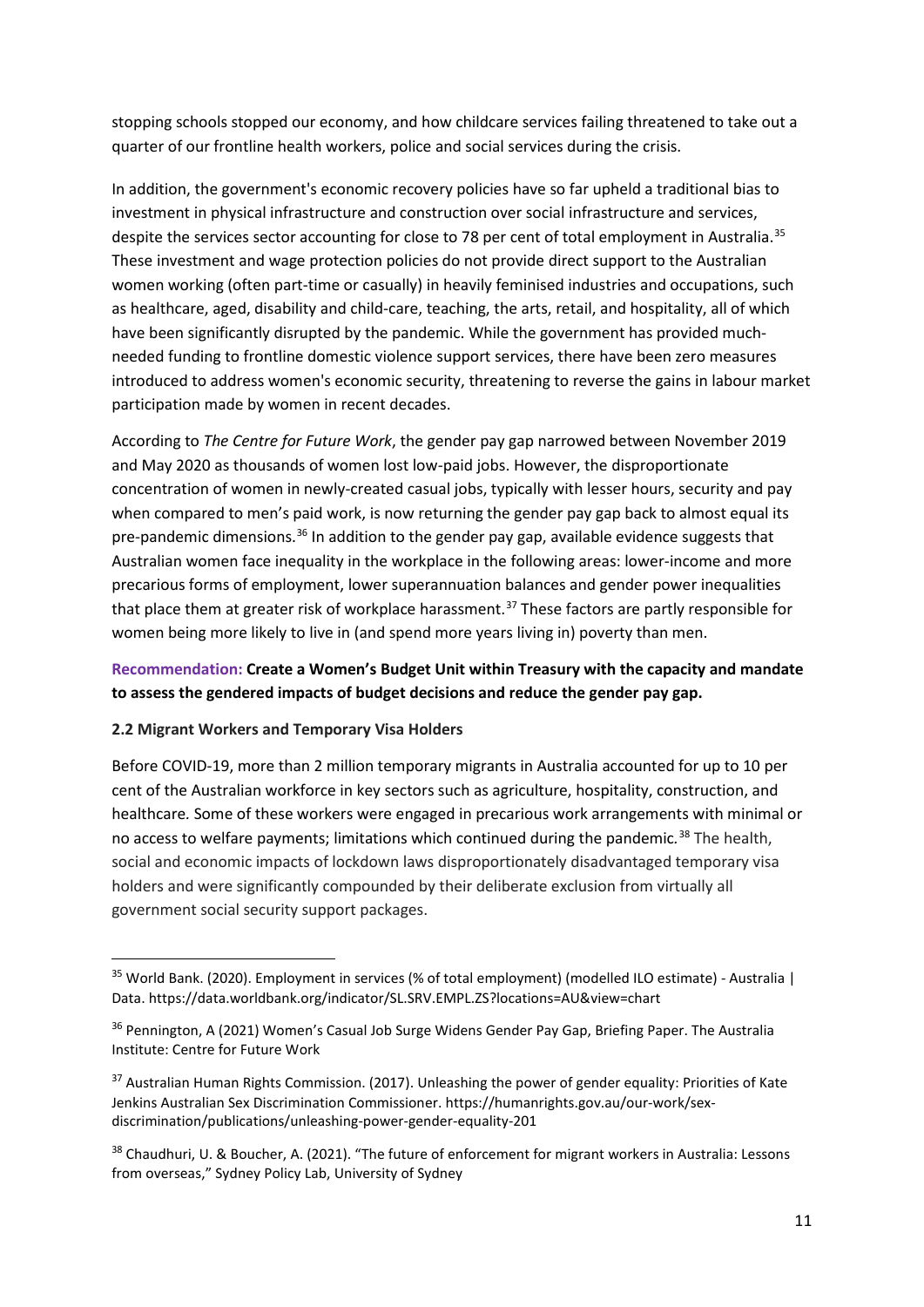stopping schools stopped our economy, and how childcare services failing threatened to take out a quarter of our frontline health workers, police and social services during the crisis.

In addition, the government's economic recovery policies have so far upheld a traditional bias to investment in physical infrastructure and construction over social infrastructure and services, despite the services sector accounting for close to 78 per cent of total employment in Australia.[35] These investment and wage protection policies do not provide direct support to the Australian women working (often part-time or casually) in heavily feminised industries and occupations, such as healthcare, aged, disability and child-care, teaching, the arts, retail, and hospitality, all of which have been significantly disrupted by the pandemic. While the government has provided much-needed funding to frontline domestic violence support services, there have been zero measures introduced to address women's economic security, threatening to reverse the gains in labour market participation made by women in recent decades.

According to *The Centre for Future Work*, the gender pay gap narrowed between November 2019 and May 2020 as thousands of women lost low-paid jobs. However, the disproportionate concentration of women in newly-created casual jobs, typically with lesser hours, security and pay when compared to men's paid work, is now returning the gender pay gap back to almost equal its pre-pandemic dimensions.[36] In addition to the gender pay gap, available evidence suggests that Australian women face inequality in the workplace in the following areas: lower-income and more precarious forms of employment, lower superannuation balances and gender power inequalities that place them at greater risk of workplace harassment.[37] These factors are partly responsible for women being more likely to live in (and spend more years living in) poverty than men.

**Recommendation: Create a Women's Budget Unit within Treasury with the capacity and mandate to assess the gendered impacts of budget decisions and reduce the gender pay gap.**

### 2.2 Migrant Workers and Temporary Visa Holders

Before COVID-19, more than 2 million temporary migrants in Australia accounted for up to 10 per cent of the Australian workforce in key sectors such as agriculture, hospitality, construction, and healthcare. Some of these workers were engaged in precarious work arrangements with minimal or no access to welfare payments; limitations which continued during the pandemic.[38] The health, social and economic impacts of lockdown laws disproportionately disadvantaged temporary visa holders and were significantly compounded by their deliberate exclusion from virtually all government social security support packages.

---

[35] World Bank. (2020). Employment in services (% of total employment) (modelled ILO estimate) - Australia | Data. https://data.worldbank.org/indicator/SL.SRV.EMPL.ZS?locations=AU&view=chart

[36] Pennington, A (2021) Women's Casual Job Surge Widens Gender Pay Gap, Briefing Paper. The Australia Institute: Centre for Future Work

[37] Australian Human Rights Commission. (2017). Unleashing the power of gender equality: Priorities of Kate Jenkins Australian Sex Discrimination Commissioner. https://humanrights.gov.au/our-work/sex-discrimination/publications/unleashing-power-gender-equality-201

[38] Chaudhuri, U. & Boucher, A. (2021). "The future of enforcement for migrant workers in Australia: Lessons from overseas," Sydney Policy Lab, University of Sydney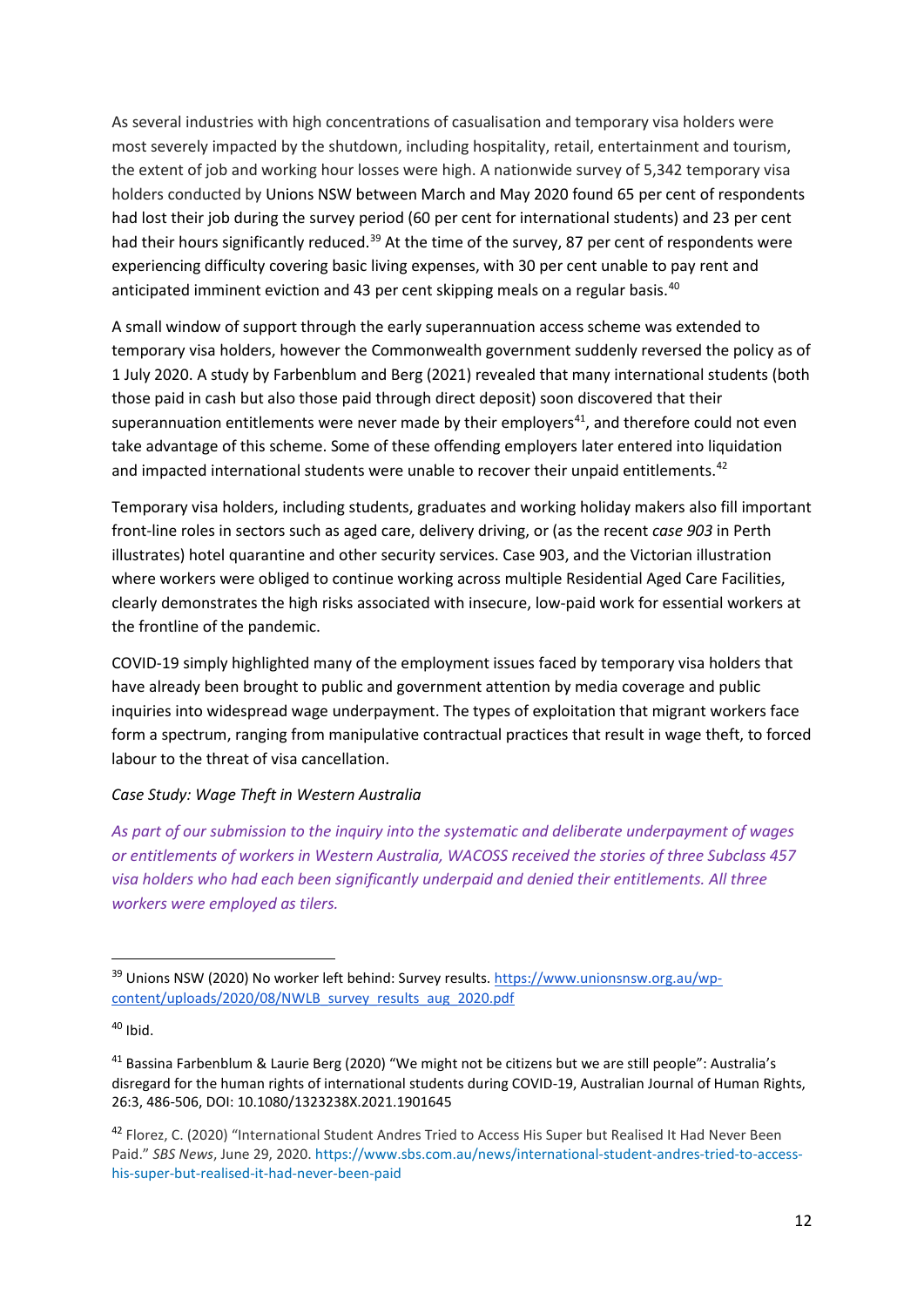As several industries with high concentrations of casualisation and temporary visa holders were most severely impacted by the shutdown, including hospitality, retail, entertainment and tourism, the extent of job and working hour losses were high. A nationwide survey of 5,342 temporary visa holders conducted by Unions NSW between March and May 2020 found 65 per cent of respondents had lost their job during the survey period (60 per cent for international students) and 23 per cent had their hours significantly reduced.[39] At the time of the survey, 87 per cent of respondents were experiencing difficulty covering basic living expenses, with 30 per cent unable to pay rent and anticipated imminent eviction and 43 per cent skipping meals on a regular basis.[40]

A small window of support through the early superannuation access scheme was extended to temporary visa holders, however the Commonwealth government suddenly reversed the policy as of 1 July 2020. A study by Farbenblum and Berg (2021) revealed that many international students (both those paid in cash but also those paid through direct deposit) soon discovered that their superannuation entitlements were never made by their employers[41], and therefore could not even take advantage of this scheme. Some of these offending employers later entered into liquidation and impacted international students were unable to recover their unpaid entitlements.[42]

Temporary visa holders, including students, graduates and working holiday makers also fill important front-line roles in sectors such as aged care, delivery driving, or (as the recent *case 903* in Perth illustrates) hotel quarantine and other security services. Case 903, and the Victorian illustration where workers were obliged to continue working across multiple Residential Aged Care Facilities, clearly demonstrates the high risks associated with insecure, low-paid work for essential workers at the frontline of the pandemic.

COVID-19 simply highlighted many of the employment issues faced by temporary visa holders that have already been brought to public and government attention by media coverage and public inquiries into widespread wage underpayment. The types of exploitation that migrant workers face form a spectrum, ranging from manipulative contractual practices that result in wage theft, to forced labour to the threat of visa cancellation.

*Case Study: Wage Theft in Western Australia*

*As part of our submission to the inquiry into the systematic and deliberate underpayment of wages or entitlements of workers in Western Australia, WACOSS received the stories of three Subclass 457 visa holders who had each been significantly underpaid and denied their entitlements. All three workers were employed as tilers.*

---

[39] Unions NSW (2020) No worker left behind: Survey results. https://www.unionsnsw.org.au/wp-content/uploads/2020/08/NWLB_survey_results_aug_2020.pdf

[40] Ibid.

[41] Bassina Farbenblum & Laurie Berg (2020) "We might not be citizens but we are still people": Australia's disregard for the human rights of international students during COVID-19, Australian Journal of Human Rights, 26:3, 486-506, DOI: 10.1080/1323238X.2021.1901645

[42] Florez, C. (2020) "International Student Andres Tried to Access His Super but Realised It Had Never Been Paid." *SBS News*, June 29, 2020. https://www.sbs.com.au/news/international-student-andres-tried-to-access-his-super-but-realised-it-had-never-been-paid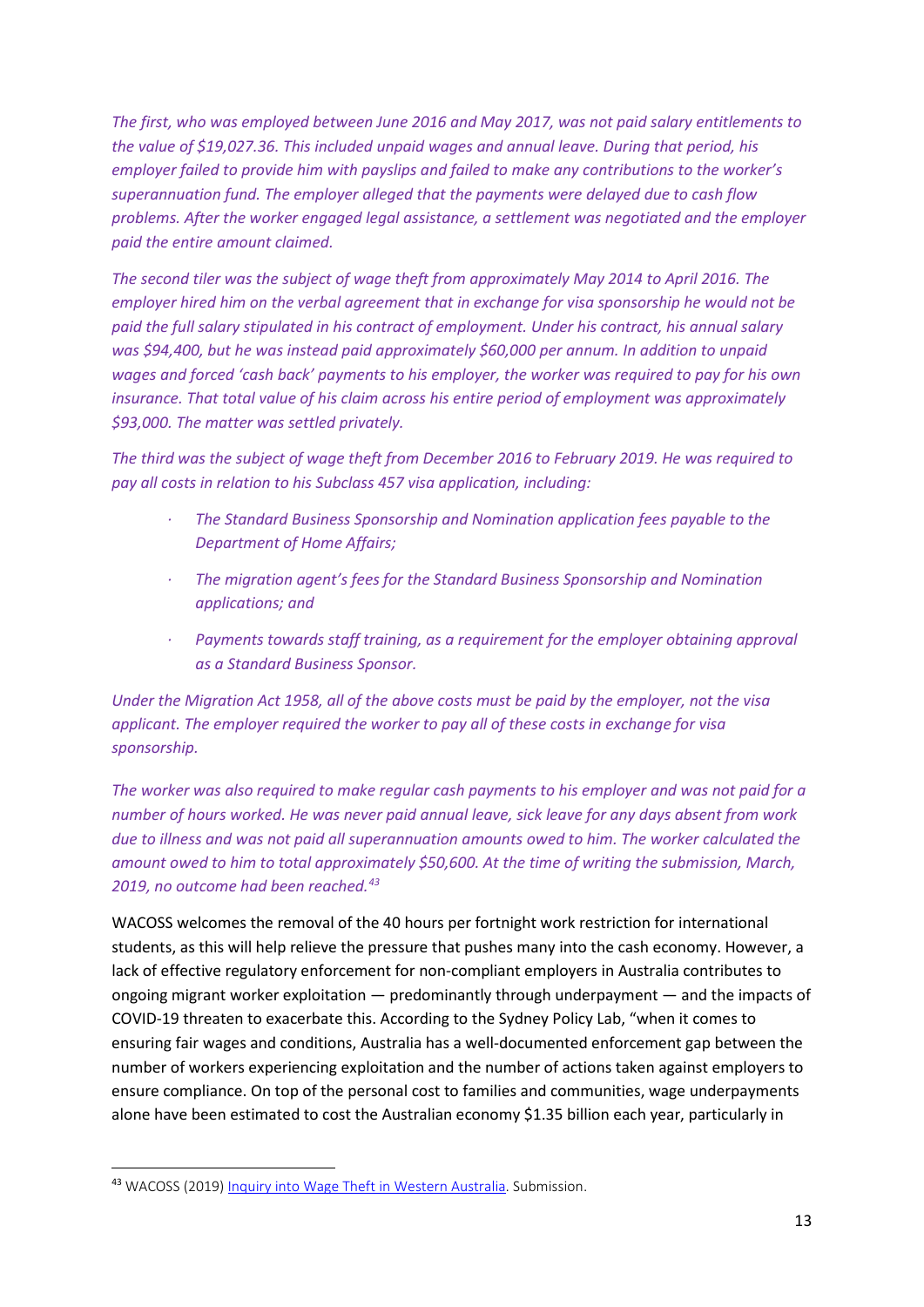*The first, who was employed between June 2016 and May 2017, was not paid salary entitlements to the value of $19,027.36. This included unpaid wages and annual leave. During that period, his employer failed to provide him with payslips and failed to make any contributions to the worker's superannuation fund. The employer alleged that the payments were delayed due to cash flow problems. After the worker engaged legal assistance, a settlement was negotiated and the employer paid the entire amount claimed.*

*The second tiler was the subject of wage theft from approximately May 2014 to April 2016. The employer hired him on the verbal agreement that in exchange for visa sponsorship he would not be paid the full salary stipulated in his contract of employment. Under his contract, his annual salary was $94,400, but he was instead paid approximately $60,000 per annum. In addition to unpaid wages and forced 'cash back' payments to his employer, the worker was required to pay for his own insurance. That total value of his claim across his entire period of employment was approximately $93,000. The matter was settled privately.*

*The third was the subject of wage theft from December 2016 to February 2019. He was required to pay all costs in relation to his Subclass 457 visa application, including:*

- *The Standard Business Sponsorship and Nomination application fees payable to the Department of Home Affairs;*
- *The migration agent's fees for the Standard Business Sponsorship and Nomination applications; and*
- *Payments towards staff training, as a requirement for the employer obtaining approval as a Standard Business Sponsor.*

*Under the Migration Act 1958, all of the above costs must be paid by the employer, not the visa applicant. The employer required the worker to pay all of these costs in exchange for visa sponsorship.*

*The worker was also required to make regular cash payments to his employer and was not paid for a number of hours worked. He was never paid annual leave, sick leave for any days absent from work due to illness and was not paid all superannuation amounts owed to him. The worker calculated the amount owed to him to total approximately $50,600. At the time of writing the submission, March, 2019, no outcome had been reached.*[43]

WACOSS welcomes the removal of the 40 hours per fortnight work restriction for international students, as this will help relieve the pressure that pushes many into the cash economy. However, a lack of effective regulatory enforcement for non-compliant employers in Australia contributes to ongoing migrant worker exploitation — predominantly through underpayment — and the impacts of COVID-19 threaten to exacerbate this. According to the Sydney Policy Lab, "when it comes to ensuring fair wages and conditions, Australia has a well-documented enforcement gap between the number of workers experiencing exploitation and the number of actions taken against employers to ensure compliance. On top of the personal cost to families and communities, wage underpayments alone have been estimated to cost the Australian economy $1.35 billion each year, particularly in

[43] WACOSS (2019) Inquiry into Wage Theft in Western Australia. Submission.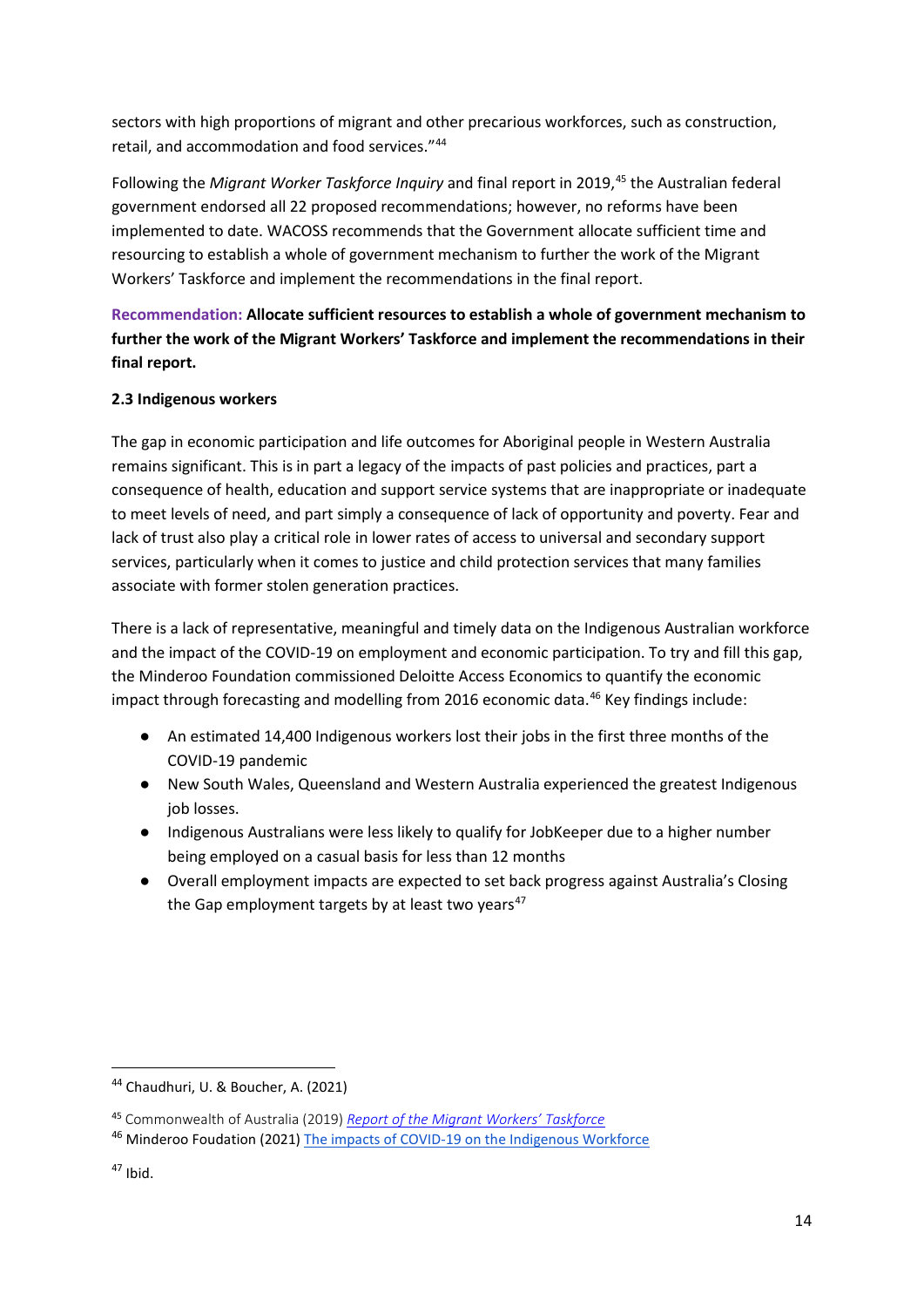sectors with high proportions of migrant and other precarious workforces, such as construction, retail, and accommodation and food services."[44]

Following the *Migrant Worker Taskforce Inquiry* and final report in 2019,[45] the Australian federal government endorsed all 22 proposed recommendations; however, no reforms have been implemented to date. WACOSS recommends that the Government allocate sufficient time and resourcing to establish a whole of government mechanism to further the work of the Migrant Workers' Taskforce and implement the recommendations in the final report.

**Recommendation: Allocate sufficient resources to establish a whole of government mechanism to further the work of the Migrant Workers' Taskforce and implement the recommendations in their final report.**

### 2.3 Indigenous workers

The gap in economic participation and life outcomes for Aboriginal people in Western Australia remains significant. This is in part a legacy of the impacts of past policies and practices, part a consequence of health, education and support service systems that are inappropriate or inadequate to meet levels of need, and part simply a consequence of lack of opportunity and poverty. Fear and lack of trust also play a critical role in lower rates of access to universal and secondary support services, particularly when it comes to justice and child protection services that many families associate with former stolen generation practices.

There is a lack of representative, meaningful and timely data on the Indigenous Australian workforce and the impact of the COVID-19 on employment and economic participation. To try and fill this gap, the Minderoo Foundation commissioned Deloitte Access Economics to quantify the economic impact through forecasting and modelling from 2016 economic data.[46] Key findings include:

- An estimated 14,400 Indigenous workers lost their jobs in the first three months of the COVID-19 pandemic
- New South Wales, Queensland and Western Australia experienced the greatest Indigenous job losses.
- Indigenous Australians were less likely to qualify for JobKeeper due to a higher number being employed on a casual basis for less than 12 months
- Overall employment impacts are expected to set back progress against Australia's Closing the Gap employment targets by at least two years[47]

---

[44] Chaudhuri, U. & Boucher, A. (2021)

[45] Commonwealth of Australia (2019) *Report of the Migrant Workers' Taskforce*

[46] Minderoo Foudation (2021) The impacts of COVID-19 on the Indigenous Workforce

[47] Ibid.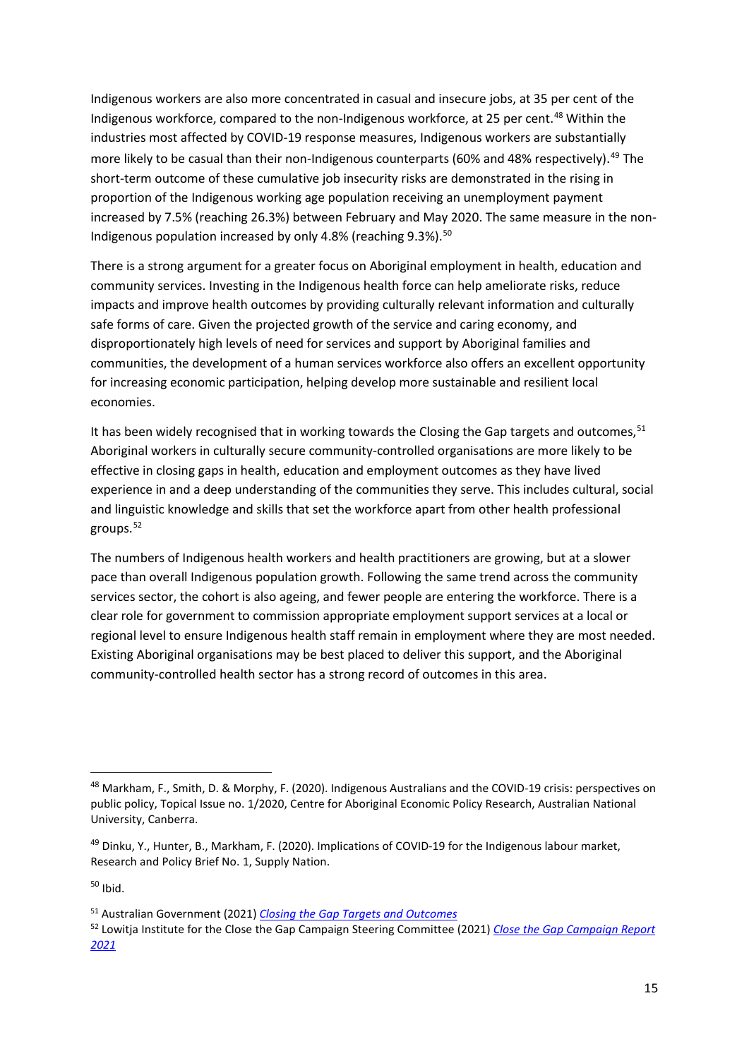Indigenous workers are also more concentrated in casual and insecure jobs, at 35 per cent of the Indigenous workforce, compared to the non-Indigenous workforce, at 25 per cent.[48] Within the industries most affected by COVID-19 response measures, Indigenous workers are substantially more likely to be casual than their non-Indigenous counterparts (60% and 48% respectively).[49] The short-term outcome of these cumulative job insecurity risks are demonstrated in the rising in proportion of the Indigenous working age population receiving an unemployment payment increased by 7.5% (reaching 26.3%) between February and May 2020. The same measure in the non-Indigenous population increased by only 4.8% (reaching 9.3%).[50]

There is a strong argument for a greater focus on Aboriginal employment in health, education and community services. Investing in the Indigenous health force can help ameliorate risks, reduce impacts and improve health outcomes by providing culturally relevant information and culturally safe forms of care. Given the projected growth of the service and caring economy, and disproportionately high levels of need for services and support by Aboriginal families and communities, the development of a human services workforce also offers an excellent opportunity for increasing economic participation, helping develop more sustainable and resilient local economies.

It has been widely recognised that in working towards the Closing the Gap targets and outcomes,[51] Aboriginal workers in culturally secure community-controlled organisations are more likely to be effective in closing gaps in health, education and employment outcomes as they have lived experience in and a deep understanding of the communities they serve. This includes cultural, social and linguistic knowledge and skills that set the workforce apart from other health professional groups.[52]

The numbers of Indigenous health workers and health practitioners are growing, but at a slower pace than overall Indigenous population growth. Following the same trend across the community services sector, the cohort is also ageing, and fewer people are entering the workforce. There is a clear role for government to commission appropriate employment support services at a local or regional level to ensure Indigenous health staff remain in employment where they are most needed. Existing Aboriginal organisations may be best placed to deliver this support, and the Aboriginal community-controlled health sector has a strong record of outcomes in this area.

---

[48] Markham, F., Smith, D. & Morphy, F. (2020). Indigenous Australians and the COVID-19 crisis: perspectives on public policy, Topical Issue no. 1/2020, Centre for Aboriginal Economic Policy Research, Australian National University, Canberra.

[49] Dinku, Y., Hunter, B., Markham, F. (2020). Implications of COVID-19 for the Indigenous labour market, Research and Policy Brief No. 1, Supply Nation.

[50] Ibid.

[51] Australian Government (2021) *Closing the Gap Targets and Outcomes*

[52] Lowitja Institute for the Close the Gap Campaign Steering Committee (2021) *Close the Gap Campaign Report 2021*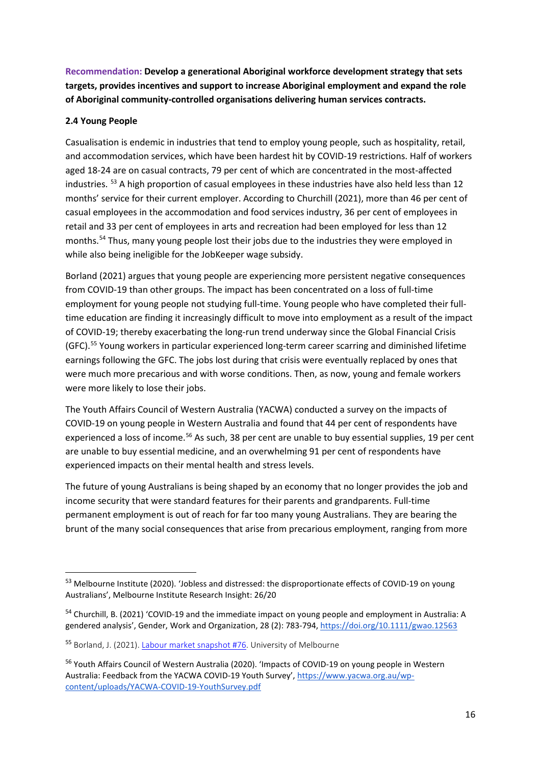**Recommendation: Develop a generational Aboriginal workforce development strategy that sets targets, provides incentives and support to increase Aboriginal employment and expand the role of Aboriginal community-controlled organisations delivering human services contracts.**

### 2.4 Young People

Casualisation is endemic in industries that tend to employ young people, such as hospitality, retail, and accommodation services, which have been hardest hit by COVID-19 restrictions. Half of workers aged 18-24 are on casual contracts, 79 per cent of which are concentrated in the most-affected industries. [53] A high proportion of casual employees in these industries have also held less than 12 months' service for their current employer. According to Churchill (2021), more than 46 per cent of casual employees in the accommodation and food services industry, 36 per cent of employees in retail and 33 per cent of employees in arts and recreation had been employed for less than 12 months.[54] Thus, many young people lost their jobs due to the industries they were employed in while also being ineligible for the JobKeeper wage subsidy.

Borland (2021) argues that young people are experiencing more persistent negative consequences from COVID-19 than other groups. The impact has been concentrated on a loss of full-time employment for young people not studying full-time. Young people who have completed their full-time education are finding it increasingly difficult to move into employment as a result of the impact of COVID-19; thereby exacerbating the long-run trend underway since the Global Financial Crisis (GFC).[55] Young workers in particular experienced long-term career scarring and diminished lifetime earnings following the GFC. The jobs lost during that crisis were eventually replaced by ones that were much more precarious and with worse conditions. Then, as now, young and female workers were more likely to lose their jobs.

The Youth Affairs Council of Western Australia (YACWA) conducted a survey on the impacts of COVID-19 on young people in Western Australia and found that 44 per cent of respondents have experienced a loss of income.[56] As such, 38 per cent are unable to buy essential supplies, 19 per cent are unable to buy essential medicine, and an overwhelming 91 per cent of respondents have experienced impacts on their mental health and stress levels.

The future of young Australians is being shaped by an economy that no longer provides the job and income security that were standard features for their parents and grandparents. Full-time permanent employment is out of reach for far too many young Australians. They are bearing the brunt of the many social consequences that arise from precarious employment, ranging from more

---

[53] Melbourne Institute (2020). 'Jobless and distressed: the disproportionate effects of COVID-19 on young Australians', Melbourne Institute Research Insight: 26/20

[54] Churchill, B. (2021) 'COVID-19 and the immediate impact on young people and employment in Australia: A gendered analysis', Gender, Work and Organization, 28 (2): 783-794, https://doi.org/10.1111/gwao.12563

[55] Borland, J. (2021). Labour market snapshot #76. University of Melbourne

[56] Youth Affairs Council of Western Australia (2020). 'Impacts of COVID-19 on young people in Western Australia: Feedback from the YACWA COVID-19 Youth Survey', https://www.yacwa.org.au/wp-content/uploads/YACWA-COVID-19-YouthSurvey.pdf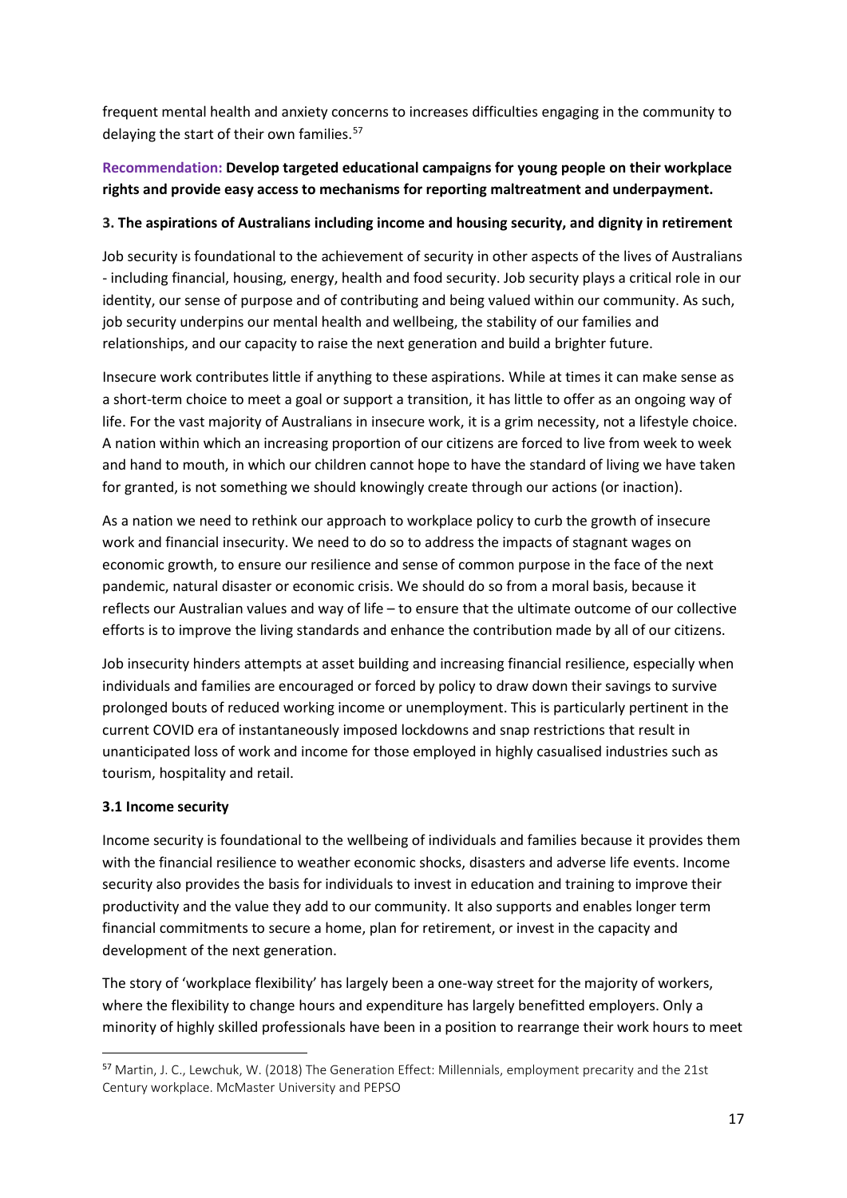frequent mental health and anxiety concerns to increases difficulties engaging in the community to delaying the start of their own families.[57]

**Recommendation: Develop targeted educational campaigns for young people on their workplace rights and provide easy access to mechanisms for reporting maltreatment and underpayment.**

### 3. The aspirations of Australians including income and housing security, and dignity in retirement

Job security is foundational to the achievement of security in other aspects of the lives of Australians - including financial, housing, energy, health and food security. Job security plays a critical role in our identity, our sense of purpose and of contributing and being valued within our community. As such, job security underpins our mental health and wellbeing, the stability of our families and relationships, and our capacity to raise the next generation and build a brighter future.

Insecure work contributes little if anything to these aspirations. While at times it can make sense as a short-term choice to meet a goal or support a transition, it has little to offer as an ongoing way of life. For the vast majority of Australians in insecure work, it is a grim necessity, not a lifestyle choice. A nation within which an increasing proportion of our citizens are forced to live from week to week and hand to mouth, in which our children cannot hope to have the standard of living we have taken for granted, is not something we should knowingly create through our actions (or inaction).

As a nation we need to rethink our approach to workplace policy to curb the growth of insecure work and financial insecurity. We need to do so to address the impacts of stagnant wages on economic growth, to ensure our resilience and sense of common purpose in the face of the next pandemic, natural disaster or economic crisis. We should do so from a moral basis, because it reflects our Australian values and way of life – to ensure that the ultimate outcome of our collective efforts is to improve the living standards and enhance the contribution made by all of our citizens.

Job insecurity hinders attempts at asset building and increasing financial resilience, especially when individuals and families are encouraged or forced by policy to draw down their savings to survive prolonged bouts of reduced working income or unemployment. This is particularly pertinent in the current COVID era of instantaneously imposed lockdowns and snap restrictions that result in unanticipated loss of work and income for those employed in highly casualised industries such as tourism, hospitality and retail.

#### 3.1 Income security

Income security is foundational to the wellbeing of individuals and families because it provides them with the financial resilience to weather economic shocks, disasters and adverse life events. Income security also provides the basis for individuals to invest in education and training to improve their productivity and the value they add to our community. It also supports and enables longer term financial commitments to secure a home, plan for retirement, or invest in the capacity and development of the next generation.

The story of 'workplace flexibility' has largely been a one-way street for the majority of workers, where the flexibility to change hours and expenditure has largely benefitted employers. Only a minority of highly skilled professionals have been in a position to rearrange their work hours to meet

---

[57] Martin, J. C., Lewchuk, W. (2018) The Generation Effect: Millennials, employment precarity and the 21st Century workplace. McMaster University and PEPSO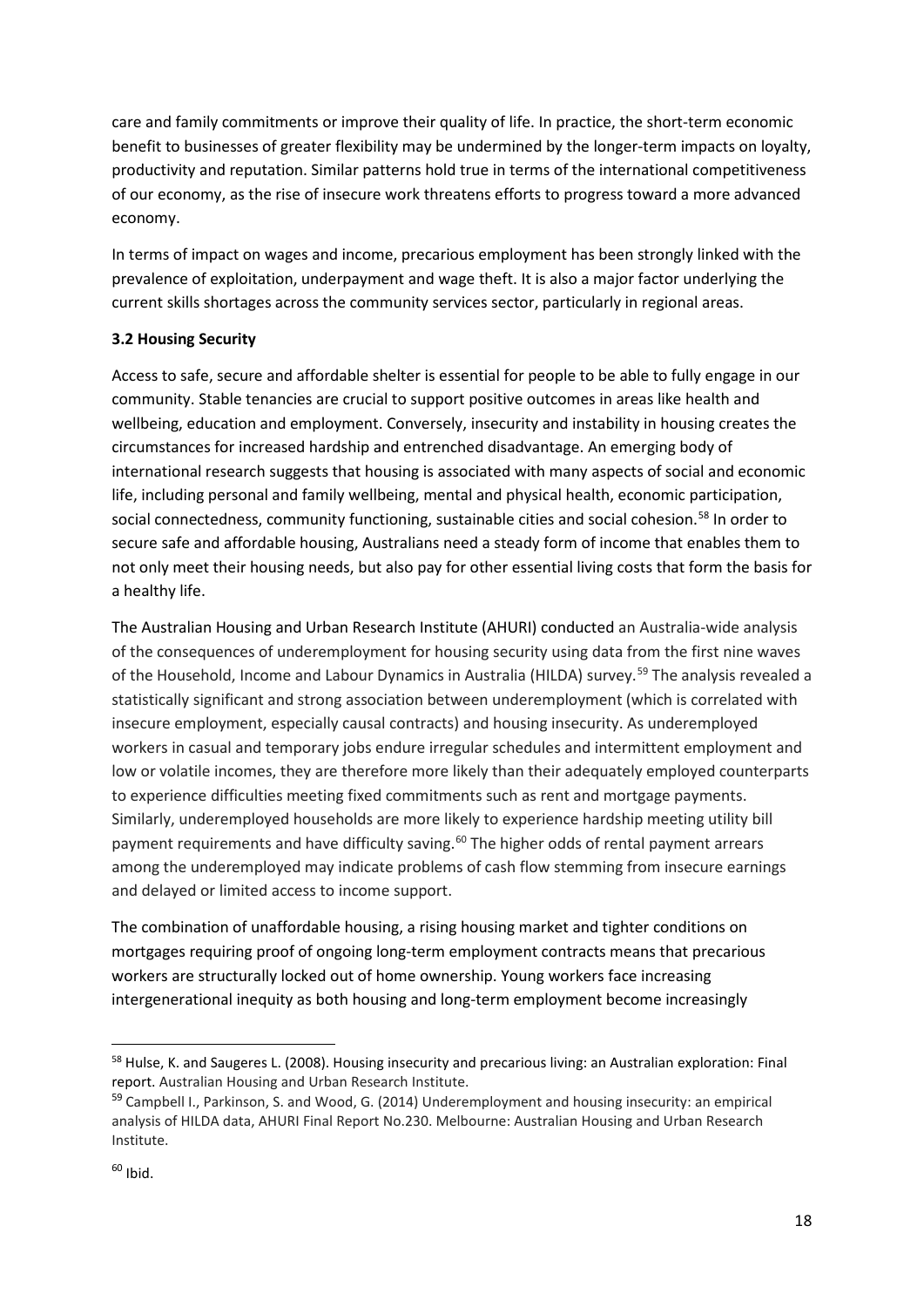care and family commitments or improve their quality of life. In practice, the short-term economic benefit to businesses of greater flexibility may be undermined by the longer-term impacts on loyalty, productivity and reputation. Similar patterns hold true in terms of the international competitiveness of our economy, as the rise of insecure work threatens efforts to progress toward a more advanced economy.

In terms of impact on wages and income, precarious employment has been strongly linked with the prevalence of exploitation, underpayment and wage theft. It is also a major factor underlying the current skills shortages across the community services sector, particularly in regional areas.

### 3.2 Housing Security

Access to safe, secure and affordable shelter is essential for people to be able to fully engage in our community. Stable tenancies are crucial to support positive outcomes in areas like health and wellbeing, education and employment. Conversely, insecurity and instability in housing creates the circumstances for increased hardship and entrenched disadvantage. An emerging body of international research suggests that housing is associated with many aspects of social and economic life, including personal and family wellbeing, mental and physical health, economic participation, social connectedness, community functioning, sustainable cities and social cohesion.[58] In order to secure safe and affordable housing, Australians need a steady form of income that enables them to not only meet their housing needs, but also pay for other essential living costs that form the basis for a healthy life.

The Australian Housing and Urban Research Institute (AHURI) conducted an Australia-wide analysis of the consequences of underemployment for housing security using data from the first nine waves of the Household, Income and Labour Dynamics in Australia (HILDA) survey.[59] The analysis revealed a statistically significant and strong association between underemployment (which is correlated with insecure employment, especially causal contracts) and housing insecurity. As underemployed workers in casual and temporary jobs endure irregular schedules and intermittent employment and low or volatile incomes, they are therefore more likely than their adequately employed counterparts to experience difficulties meeting fixed commitments such as rent and mortgage payments. Similarly, underemployed households are more likely to experience hardship meeting utility bill payment requirements and have difficulty saving.[60] The higher odds of rental payment arrears among the underemployed may indicate problems of cash flow stemming from insecure earnings and delayed or limited access to income support.

The combination of unaffordable housing, a rising housing market and tighter conditions on mortgages requiring proof of ongoing long-term employment contracts means that precarious workers are structurally locked out of home ownership. Young workers face increasing intergenerational inequity as both housing and long-term employment become increasingly

---

[58] Hulse, K. and Saugeres L. (2008). Housing insecurity and precarious living: an Australian exploration: Final report. Australian Housing and Urban Research Institute.

[59] Campbell I., Parkinson, S. and Wood, G. (2014) Underemployment and housing insecurity: an empirical analysis of HILDA data, AHURI Final Report No.230. Melbourne: Australian Housing and Urban Research Institute.

[60] Ibid.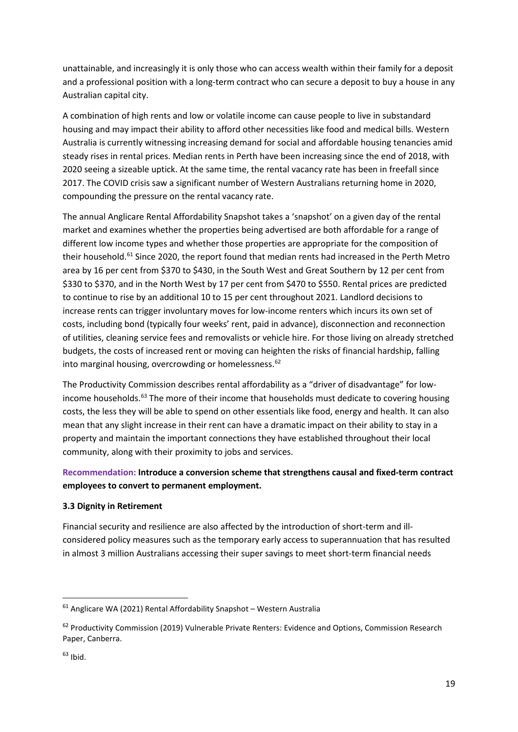unattainable, and increasingly it is only those who can access wealth within their family for a deposit and a professional position with a long-term contract who can secure a deposit to buy a house in any Australian capital city.

A combination of high rents and low or volatile income can cause people to live in substandard housing and may impact their ability to afford other necessities like food and medical bills. Western Australia is currently witnessing increasing demand for social and affordable housing tenancies amid steady rises in rental prices. Median rents in Perth have been increasing since the end of 2018, with 2020 seeing a sizeable uptick. At the same time, the rental vacancy rate has been in freefall since 2017. The COVID crisis saw a significant number of Western Australians returning home in 2020, compounding the pressure on the rental vacancy rate.

The annual Anglicare Rental Affordability Snapshot takes a 'snapshot' on a given day of the rental market and examines whether the properties being advertised are both affordable for a range of different low income types and whether those properties are appropriate for the composition of their household.[61] Since 2020, the report found that median rents had increased in the Perth Metro area by 16 per cent from $370 to $430, in the South West and Great Southern by 12 per cent from $330 to $370, and in the North West by 17 per cent from $470 to $550. Rental prices are predicted to continue to rise by an additional 10 to 15 per cent throughout 2021. Landlord decisions to increase rents can trigger involuntary moves for low-income renters which incurs its own set of costs, including bond (typically four weeks' rent, paid in advance), disconnection and reconnection of utilities, cleaning service fees and removalists or vehicle hire. For those living on already stretched budgets, the costs of increased rent or moving can heighten the risks of financial hardship, falling into marginal housing, overcrowding or homelessness.[62]

The Productivity Commission describes rental affordability as a "driver of disadvantage" for low-income households.[63] The more of their income that households must dedicate to covering housing costs, the less they will be able to spend on other essentials like food, energy and health. It can also mean that any slight increase in their rent can have a dramatic impact on their ability to stay in a property and maintain the important connections they have established throughout their local community, along with their proximity to jobs and services.

**Recommendation: Introduce a conversion scheme that strengthens causal and fixed-term contract employees to convert to permanent employment.**

### 3.3 Dignity in Retirement

Financial security and resilience are also affected by the introduction of short-term and ill-considered policy measures such as the temporary early access to superannuation that has resulted in almost 3 million Australians accessing their super savings to meet short-term financial needs

---

[61] Anglicare WA (2021) Rental Affordability Snapshot – Western Australia

[62] Productivity Commission (2019) Vulnerable Private Renters: Evidence and Options, Commission Research Paper, Canberra.

[63] Ibid.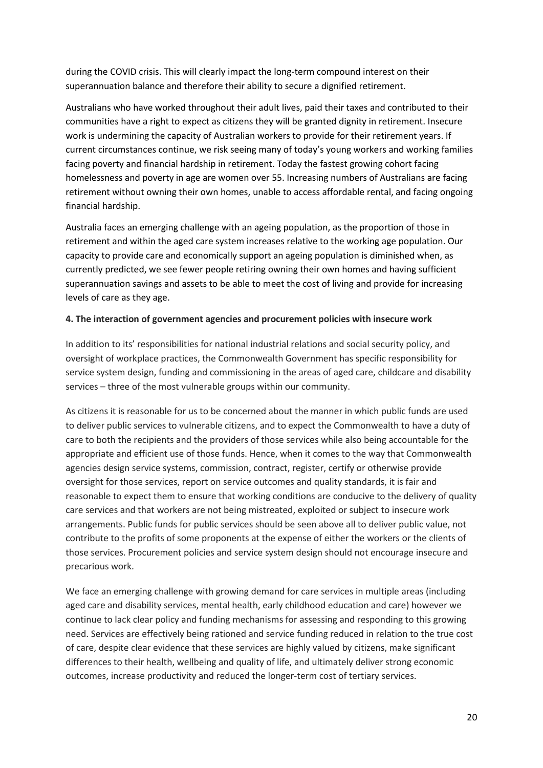during the COVID crisis. This will clearly impact the long-term compound interest on their superannuation balance and therefore their ability to secure a dignified retirement.

Australians who have worked throughout their adult lives, paid their taxes and contributed to their communities have a right to expect as citizens they will be granted dignity in retirement. Insecure work is undermining the capacity of Australian workers to provide for their retirement years. If current circumstances continue, we risk seeing many of today's young workers and working families facing poverty and financial hardship in retirement. Today the fastest growing cohort facing homelessness and poverty in age are women over 55. Increasing numbers of Australians are facing retirement without owning their own homes, unable to access affordable rental, and facing ongoing financial hardship.

Australia faces an emerging challenge with an ageing population, as the proportion of those in retirement and within the aged care system increases relative to the working age population. Our capacity to provide care and economically support an ageing population is diminished when, as currently predicted, we see fewer people retiring owning their own homes and having sufficient superannuation savings and assets to be able to meet the cost of living and provide for increasing levels of care as they age.

**4. The interaction of government agencies and procurement policies with insecure work**

In addition to its' responsibilities for national industrial relations and social security policy, and oversight of workplace practices, the Commonwealth Government has specific responsibility for service system design, funding and commissioning in the areas of aged care, childcare and disability services – three of the most vulnerable groups within our community.

As citizens it is reasonable for us to be concerned about the manner in which public funds are used to deliver public services to vulnerable citizens, and to expect the Commonwealth to have a duty of care to both the recipients and the providers of those services while also being accountable for the appropriate and efficient use of those funds. Hence, when it comes to the way that Commonwealth agencies design service systems, commission, contract, register, certify or otherwise provide oversight for those services, report on service outcomes and quality standards, it is fair and reasonable to expect them to ensure that working conditions are conducive to the delivery of quality care services and that workers are not being mistreated, exploited or subject to insecure work arrangements. Public funds for public services should be seen above all to deliver public value, not contribute to the profits of some proponents at the expense of either the workers or the clients of those services. Procurement policies and service system design should not encourage insecure and precarious work.

We face an emerging challenge with growing demand for care services in multiple areas (including aged care and disability services, mental health, early childhood education and care) however we continue to lack clear policy and funding mechanisms for assessing and responding to this growing need. Services are effectively being rationed and service funding reduced in relation to the true cost of care, despite clear evidence that these services are highly valued by citizens, make significant differences to their health, wellbeing and quality of life, and ultimately deliver strong economic outcomes, increase productivity and reduced the longer-term cost of tertiary services.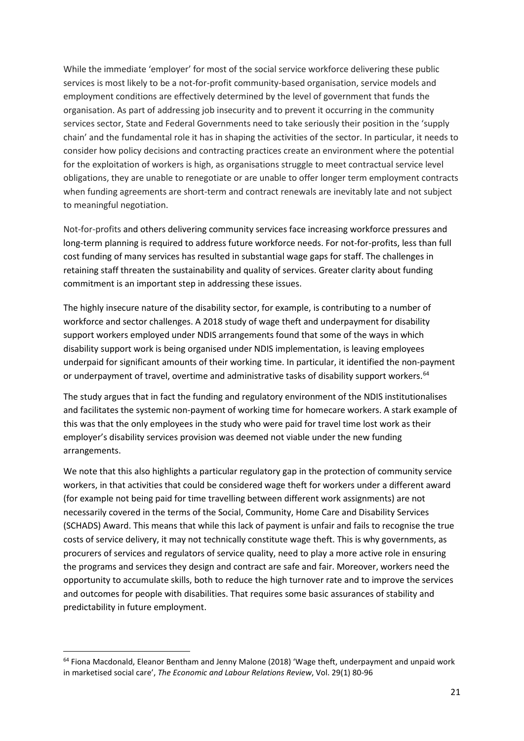While the immediate 'employer' for most of the social service workforce delivering these public services is most likely to be a not-for-profit community-based organisation, service models and employment conditions are effectively determined by the level of government that funds the organisation. As part of addressing job insecurity and to prevent it occurring in the community services sector, State and Federal Governments need to take seriously their position in the 'supply chain' and the fundamental role it has in shaping the activities of the sector. In particular, it needs to consider how policy decisions and contracting practices create an environment where the potential for the exploitation of workers is high, as organisations struggle to meet contractual service level obligations, they are unable to renegotiate or are unable to offer longer term employment contracts when funding agreements are short-term and contract renewals are inevitably late and not subject to meaningful negotiation.

Not-for-profits and others delivering community services face increasing workforce pressures and long-term planning is required to address future workforce needs. For not-for-profits, less than full cost funding of many services has resulted in substantial wage gaps for staff. The challenges in retaining staff threaten the sustainability and quality of services. Greater clarity about funding commitment is an important step in addressing these issues.

The highly insecure nature of the disability sector, for example, is contributing to a number of workforce and sector challenges. A 2018 study of wage theft and underpayment for disability support workers employed under NDIS arrangements found that some of the ways in which disability support work is being organised under NDIS implementation, is leaving employees underpaid for significant amounts of their working time. In particular, it identified the non-payment or underpayment of travel, overtime and administrative tasks of disability support workers.[64]

The study argues that in fact the funding and regulatory environment of the NDIS institutionalises and facilitates the systemic non-payment of working time for homecare workers. A stark example of this was that the only employees in the study who were paid for travel time lost work as their employer's disability services provision was deemed not viable under the new funding arrangements.

We note that this also highlights a particular regulatory gap in the protection of community service workers, in that activities that could be considered wage theft for workers under a different award (for example not being paid for time travelling between different work assignments) are not necessarily covered in the terms of the Social, Community, Home Care and Disability Services (SCHADS) Award. This means that while this lack of payment is unfair and fails to recognise the true costs of service delivery, it may not technically constitute wage theft. This is why governments, as procurers of services and regulators of service quality, need to play a more active role in ensuring the programs and services they design and contract are safe and fair. Moreover, workers need the opportunity to accumulate skills, both to reduce the high turnover rate and to improve the services and outcomes for people with disabilities. That requires some basic assurances of stability and predictability in future employment.

---

[64] Fiona Macdonald, Eleanor Bentham and Jenny Malone (2018) 'Wage theft, underpayment and unpaid work in marketised social care', *The Economic and Labour Relations Review*, Vol. 29(1) 80-96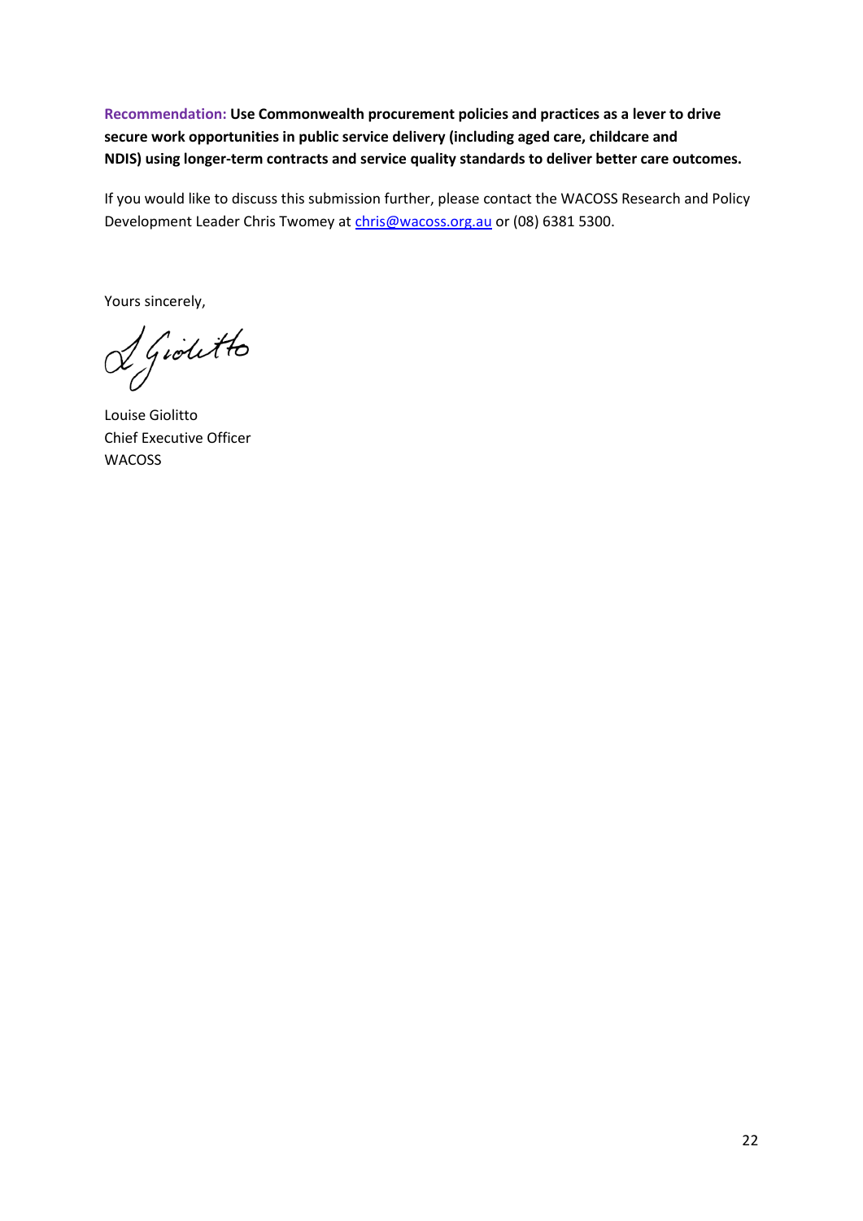**Recommendation: Use Commonwealth procurement policies and practices as a lever to drive secure work opportunities in public service delivery (including aged care, childcare and NDIS) using longer-term contracts and service quality standards to deliver better care outcomes.**

If you would like to discuss this submission further, please contact the WACOSS Research and Policy Development Leader Chris Twomey at chris@wacoss.org.au or (08) 6381 5300.

Yours sincerely,

Louise Giolitto
Chief Executive Officer
WACOSS